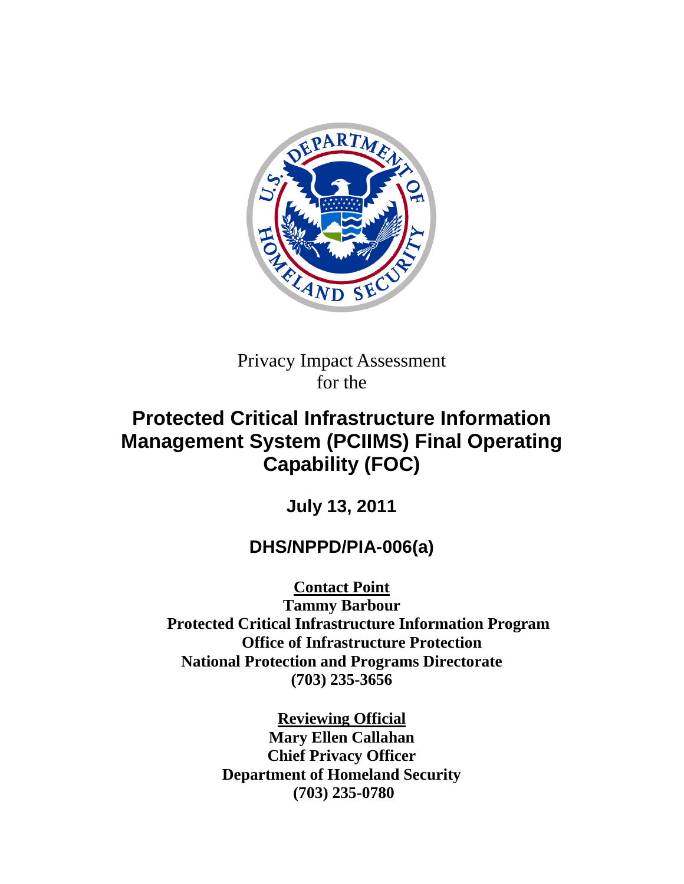Privacy Impact Assessment
for the

# Protected Critical Infrastructure Information Management System (PCIIMS) Final Operating Capability (FOC)

**July 13, 2011**

**DHS/NPPD/PIA-006(a)**

**Contact Point**
**Tammy Barbour**
**Protected Critical Infrastructure Information Program**
**Office of Infrastructure Protection**
**National Protection and Programs Directorate**
**(703) 235-3656**

**Reviewing Official**
**Mary Ellen Callahan**
**Chief Privacy Officer**
**Department of Homeland Security**
**(703) 235-0780**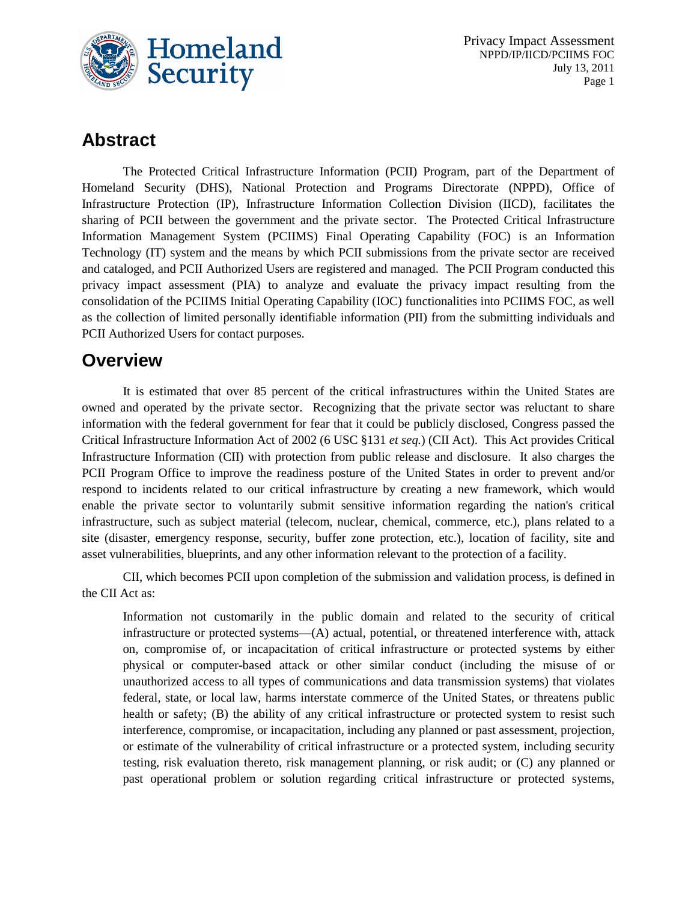## Abstract

The Protected Critical Infrastructure Information (PCII) Program, part of the Department of Homeland Security (DHS), National Protection and Programs Directorate (NPPD), Office of Infrastructure Protection (IP), Infrastructure Information Collection Division (IICD), facilitates the sharing of PCII between the government and the private sector. The Protected Critical Infrastructure Information Management System (PCIIMS) Final Operating Capability (FOC) is an Information Technology (IT) system and the means by which PCII submissions from the private sector are received and cataloged, and PCII Authorized Users are registered and managed. The PCII Program conducted this privacy impact assessment (PIA) to analyze and evaluate the privacy impact resulting from the consolidation of the PCIIMS Initial Operating Capability (IOC) functionalities into PCIIMS FOC, as well as the collection of limited personally identifiable information (PII) from the submitting individuals and PCII Authorized Users for contact purposes.

## Overview

It is estimated that over 85 percent of the critical infrastructures within the United States are owned and operated by the private sector. Recognizing that the private sector was reluctant to share information with the federal government for fear that it could be publicly disclosed, Congress passed the Critical Infrastructure Information Act of 2002 (6 USC §131 *et seq.*) (CII Act). This Act provides Critical Infrastructure Information (CII) with protection from public release and disclosure. It also charges the PCII Program Office to improve the readiness posture of the United States in order to prevent and/or respond to incidents related to our critical infrastructure by creating a new framework, which would enable the private sector to voluntarily submit sensitive information regarding the nation's critical infrastructure, such as subject material (telecom, nuclear, chemical, commerce, etc.), plans related to a site (disaster, emergency response, security, buffer zone protection, etc.), location of facility, site and asset vulnerabilities, blueprints, and any other information relevant to the protection of a facility.

CII, which becomes PCII upon completion of the submission and validation process, is defined in the CII Act as:

> Information not customarily in the public domain and related to the security of critical infrastructure or protected systems—(A) actual, potential, or threatened interference with, attack on, compromise of, or incapacitation of critical infrastructure or protected systems by either physical or computer-based attack or other similar conduct (including the misuse of or unauthorized access to all types of communications and data transmission systems) that violates federal, state, or local law, harms interstate commerce of the United States, or threatens public health or safety; (B) the ability of any critical infrastructure or protected system to resist such interference, compromise, or incapacitation, including any planned or past assessment, projection, or estimate of the vulnerability of critical infrastructure or a protected system, including security testing, risk evaluation thereto, risk management planning, or risk audit; or (C) any planned or past operational problem or solution regarding critical infrastructure or protected systems,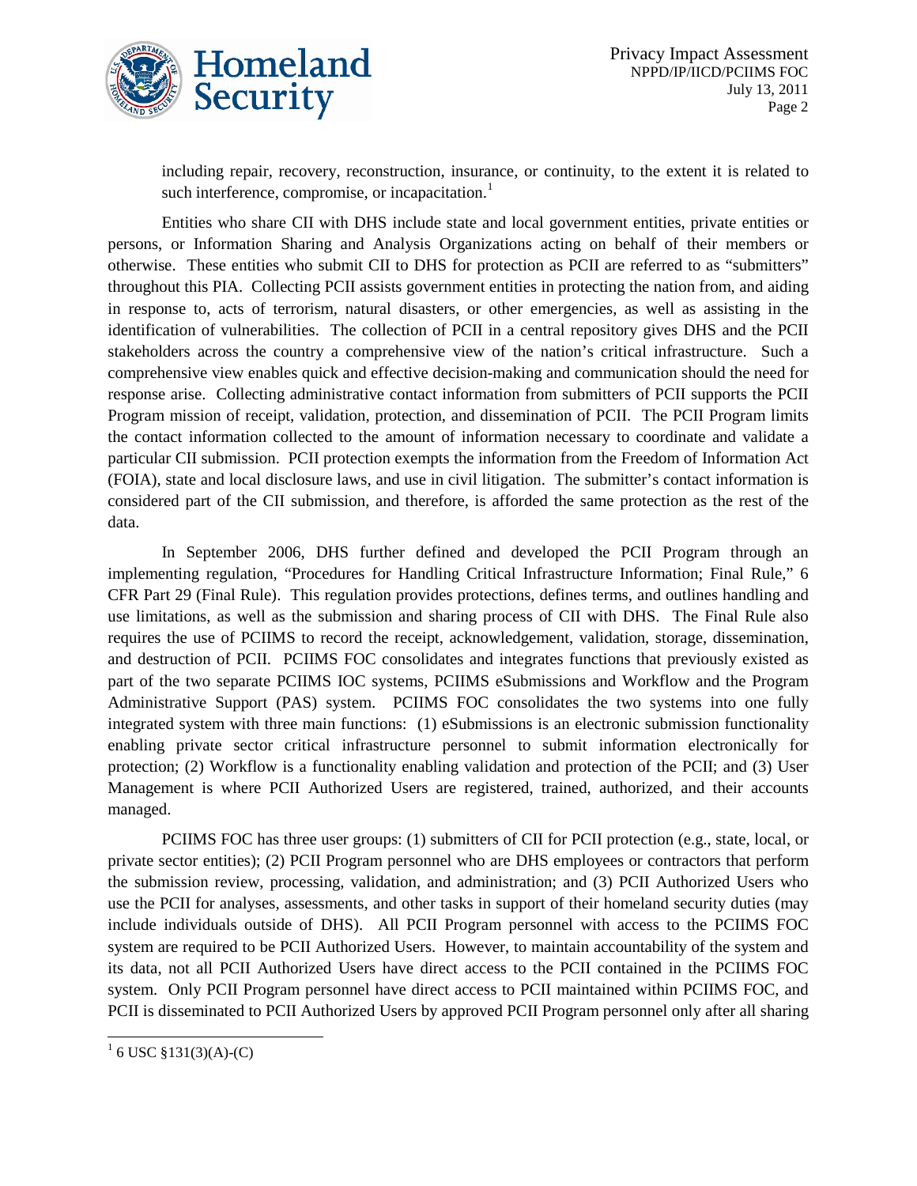including repair, recovery, reconstruction, insurance, or continuity, to the extent it is related to such interference, compromise, or incapacitation.[1]

Entities who share CII with DHS include state and local government entities, private entities or persons, or Information Sharing and Analysis Organizations acting on behalf of their members or otherwise. These entities who submit CII to DHS for protection as PCII are referred to as "submitters" throughout this PIA. Collecting PCII assists government entities in protecting the nation from, and aiding in response to, acts of terrorism, natural disasters, or other emergencies, as well as assisting in the identification of vulnerabilities. The collection of PCII in a central repository gives DHS and the PCII stakeholders across the country a comprehensive view of the nation's critical infrastructure. Such a comprehensive view enables quick and effective decision-making and communication should the need for response arise. Collecting administrative contact information from submitters of PCII supports the PCII Program mission of receipt, validation, protection, and dissemination of PCII. The PCII Program limits the contact information collected to the amount of information necessary to coordinate and validate a particular CII submission. PCII protection exempts the information from the Freedom of Information Act (FOIA), state and local disclosure laws, and use in civil litigation. The submitter's contact information is considered part of the CII submission, and therefore, is afforded the same protection as the rest of the data.

In September 2006, DHS further defined and developed the PCII Program through an implementing regulation, "Procedures for Handling Critical Infrastructure Information; Final Rule," 6 CFR Part 29 (Final Rule). This regulation provides protections, defines terms, and outlines handling and use limitations, as well as the submission and sharing process of CII with DHS. The Final Rule also requires the use of PCIIMS to record the receipt, acknowledgement, validation, storage, dissemination, and destruction of PCII. PCIIMS FOC consolidates and integrates functions that previously existed as part of the two separate PCIIMS IOC systems, PCIIMS eSubmissions and Workflow and the Program Administrative Support (PAS) system. PCIIMS FOC consolidates the two systems into one fully integrated system with three main functions: (1) eSubmissions is an electronic submission functionality enabling private sector critical infrastructure personnel to submit information electronically for protection; (2) Workflow is a functionality enabling validation and protection of the PCII; and (3) User Management is where PCII Authorized Users are registered, trained, authorized, and their accounts managed.

PCIIMS FOC has three user groups: (1) submitters of CII for PCII protection (e.g., state, local, or private sector entities); (2) PCII Program personnel who are DHS employees or contractors that perform the submission review, processing, validation, and administration; and (3) PCII Authorized Users who use the PCII for analyses, assessments, and other tasks in support of their homeland security duties (may include individuals outside of DHS). All PCII Program personnel with access to the PCIIMS FOC system are required to be PCII Authorized Users. However, to maintain accountability of the system and its data, not all PCII Authorized Users have direct access to the PCII contained in the PCIIMS FOC system. Only PCII Program personnel have direct access to PCII maintained within PCIIMS FOC, and PCII is disseminated to PCII Authorized Users by approved PCII Program personnel only after all sharing

[1] 6 USC §131(3)(A)-(C)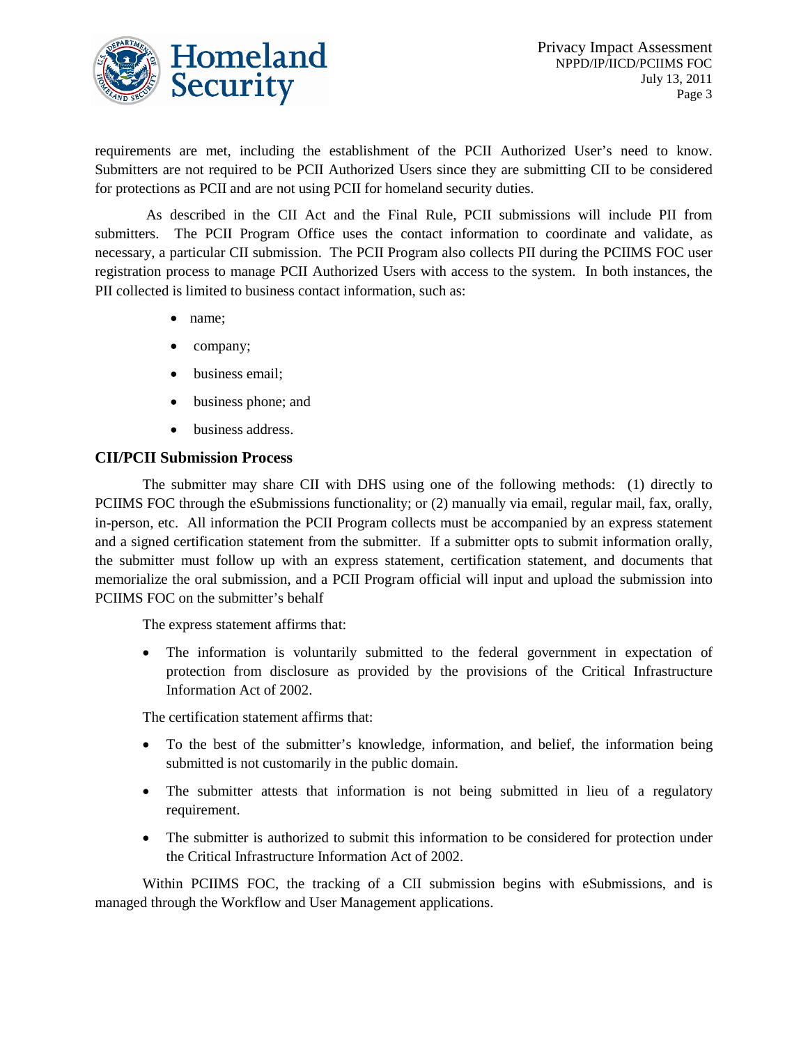requirements are met, including the establishment of the PCII Authorized User's need to know. Submitters are not required to be PCII Authorized Users since they are submitting CII to be considered for protections as PCII and are not using PCII for homeland security duties.

As described in the CII Act and the Final Rule, PCII submissions will include PII from submitters. The PCII Program Office uses the contact information to coordinate and validate, as necessary, a particular CII submission. The PCII Program also collects PII during the PCIIMS FOC user registration process to manage PCII Authorized Users with access to the system. In both instances, the PII collected is limited to business contact information, such as:

- name;
- company;
- business email;
- business phone; and
- business address.

### CII/PCII Submission Process

The submitter may share CII with DHS using one of the following methods: (1) directly to PCIIMS FOC through the eSubmissions functionality; or (2) manually via email, regular mail, fax, orally, in-person, etc. All information the PCII Program collects must be accompanied by an express statement and a signed certification statement from the submitter. If a submitter opts to submit information orally, the submitter must follow up with an express statement, certification statement, and documents that memorialize the oral submission, and a PCII Program official will input and upload the submission into PCIIMS FOC on the submitter's behalf

The express statement affirms that:

- The information is voluntarily submitted to the federal government in expectation of protection from disclosure as provided by the provisions of the Critical Infrastructure Information Act of 2002.

The certification statement affirms that:

- To the best of the submitter's knowledge, information, and belief, the information being submitted is not customarily in the public domain.
- The submitter attests that information is not being submitted in lieu of a regulatory requirement.
- The submitter is authorized to submit this information to be considered for protection under the Critical Infrastructure Information Act of 2002.

Within PCIIMS FOC, the tracking of a CII submission begins with eSubmissions, and is managed through the Workflow and User Management applications.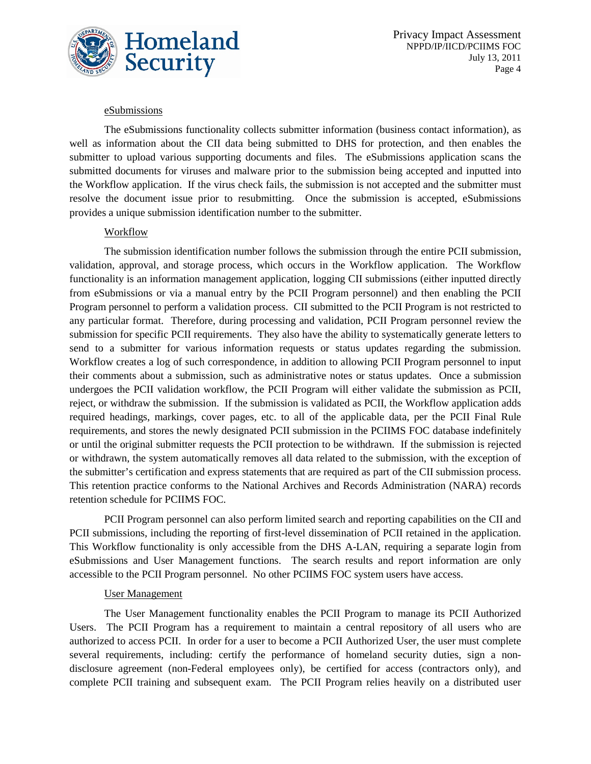eSubmissions

The eSubmissions functionality collects submitter information (business contact information), as well as information about the CII data being submitted to DHS for protection, and then enables the submitter to upload various supporting documents and files. The eSubmissions application scans the submitted documents for viruses and malware prior to the submission being accepted and inputted into the Workflow application. If the virus check fails, the submission is not accepted and the submitter must resolve the document issue prior to resubmitting. Once the submission is accepted, eSubmissions provides a unique submission identification number to the submitter.

Workflow

The submission identification number follows the submission through the entire PCII submission, validation, approval, and storage process, which occurs in the Workflow application. The Workflow functionality is an information management application, logging CII submissions (either inputted directly from eSubmissions or via a manual entry by the PCII Program personnel) and then enabling the PCII Program personnel to perform a validation process. CII submitted to the PCII Program is not restricted to any particular format. Therefore, during processing and validation, PCII Program personnel review the submission for specific PCII requirements. They also have the ability to systematically generate letters to send to a submitter for various information requests or status updates regarding the submission. Workflow creates a log of such correspondence, in addition to allowing PCII Program personnel to input their comments about a submission, such as administrative notes or status updates. Once a submission undergoes the PCII validation workflow, the PCII Program will either validate the submission as PCII, reject, or withdraw the submission. If the submission is validated as PCII, the Workflow application adds required headings, markings, cover pages, etc. to all of the applicable data, per the PCII Final Rule requirements, and stores the newly designated PCII submission in the PCIIMS FOC database indefinitely or until the original submitter requests the PCII protection to be withdrawn. If the submission is rejected or withdrawn, the system automatically removes all data related to the submission, with the exception of the submitter's certification and express statements that are required as part of the CII submission process. This retention practice conforms to the National Archives and Records Administration (NARA) records retention schedule for PCIIMS FOC.

PCII Program personnel can also perform limited search and reporting capabilities on the CII and PCII submissions, including the reporting of first-level dissemination of PCII retained in the application. This Workflow functionality is only accessible from the DHS A-LAN, requiring a separate login from eSubmissions and User Management functions. The search results and report information are only accessible to the PCII Program personnel. No other PCIIMS FOC system users have access.

User Management

The User Management functionality enables the PCII Program to manage its PCII Authorized Users. The PCII Program has a requirement to maintain a central repository of all users who are authorized to access PCII. In order for a user to become a PCII Authorized User, the user must complete several requirements, including: certify the performance of homeland security duties, sign a non-disclosure agreement (non-Federal employees only), be certified for access (contractors only), and complete PCII training and subsequent exam. The PCII Program relies heavily on a distributed user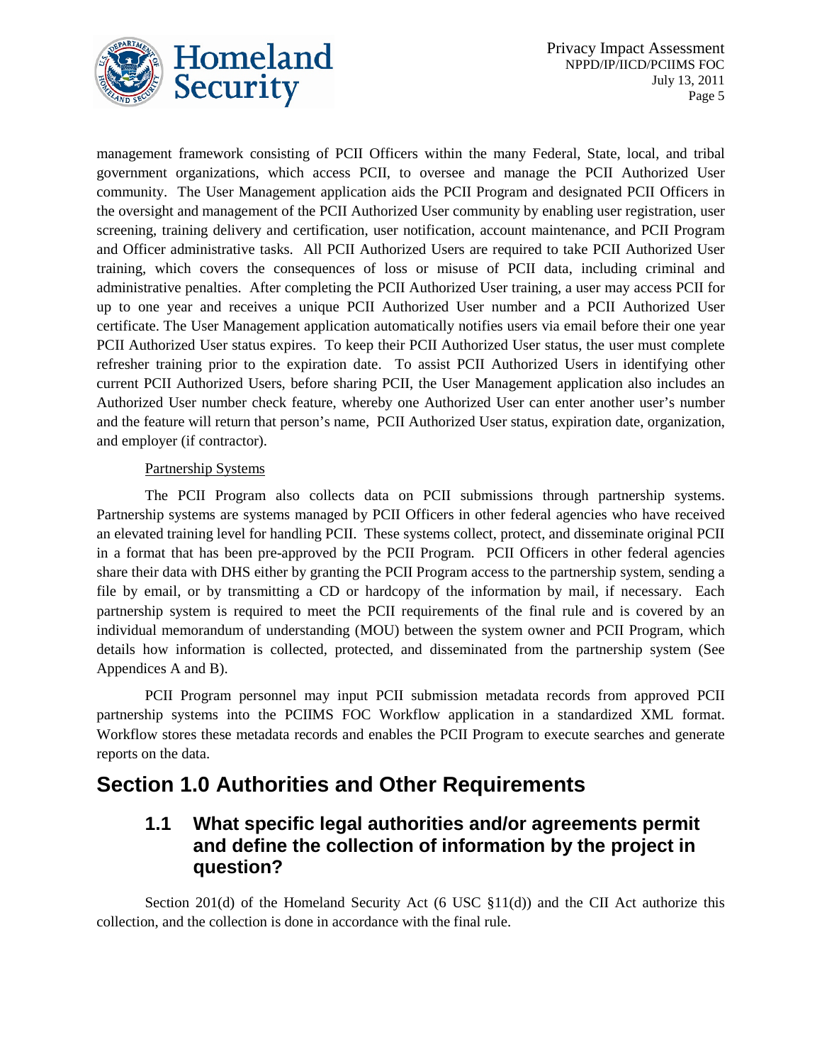management framework consisting of PCII Officers within the many Federal, State, local, and tribal government organizations, which access PCII, to oversee and manage the PCII Authorized User community. The User Management application aids the PCII Program and designated PCII Officers in the oversight and management of the PCII Authorized User community by enabling user registration, user screening, training delivery and certification, user notification, account maintenance, and PCII Program and Officer administrative tasks. All PCII Authorized Users are required to take PCII Authorized User training, which covers the consequences of loss or misuse of PCII data, including criminal and administrative penalties. After completing the PCII Authorized User training, a user may access PCII for up to one year and receives a unique PCII Authorized User number and a PCII Authorized User certificate. The User Management application automatically notifies users via email before their one year PCII Authorized User status expires. To keep their PCII Authorized User status, the user must complete refresher training prior to the expiration date. To assist PCII Authorized Users in identifying other current PCII Authorized Users, before sharing PCII, the User Management application also includes an Authorized User number check feature, whereby one Authorized User can enter another user's number and the feature will return that person's name, PCII Authorized User status, expiration date, organization, and employer (if contractor).

Partnership Systems

The PCII Program also collects data on PCII submissions through partnership systems. Partnership systems are systems managed by PCII Officers in other federal agencies who have received an elevated training level for handling PCII. These systems collect, protect, and disseminate original PCII in a format that has been pre-approved by the PCII Program. PCII Officers in other federal agencies share their data with DHS either by granting the PCII Program access to the partnership system, sending a file by email, or by transmitting a CD or hardcopy of the information by mail, if necessary. Each partnership system is required to meet the PCII requirements of the final rule and is covered by an individual memorandum of understanding (MOU) between the system owner and PCII Program, which details how information is collected, protected, and disseminated from the partnership system (See Appendices A and B).

PCII Program personnel may input PCII submission metadata records from approved PCII partnership systems into the PCIIMS FOC Workflow application in a standardized XML format. Workflow stores these metadata records and enables the PCII Program to execute searches and generate reports on the data.

# Section 1.0 Authorities and Other Requirements

## 1.1 What specific legal authorities and/or agreements permit and define the collection of information by the project in question?

Section 201(d) of the Homeland Security Act (6 USC §11(d)) and the CII Act authorize this collection, and the collection is done in accordance with the final rule.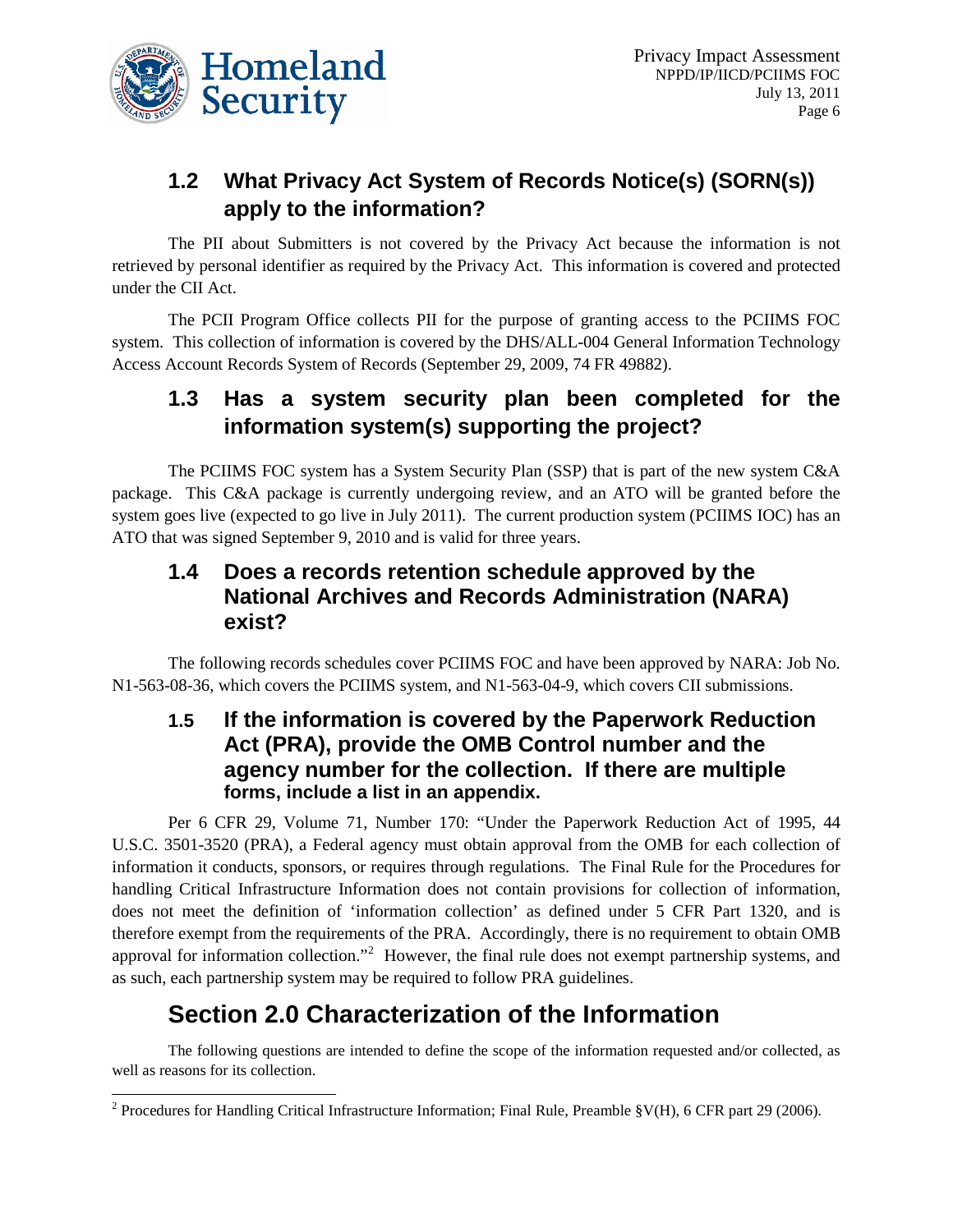## 1.2 What Privacy Act System of Records Notice(s) (SORN(s)) apply to the information?

The PII about Submitters is not covered by the Privacy Act because the information is not retrieved by personal identifier as required by the Privacy Act. This information is covered and protected under the CII Act.

The PCII Program Office collects PII for the purpose of granting access to the PCIIMS FOC system. This collection of information is covered by the DHS/ALL-004 General Information Technology Access Account Records System of Records (September 29, 2009, 74 FR 49882).

## 1.3 Has a system security plan been completed for the information system(s) supporting the project?

The PCIIMS FOC system has a System Security Plan (SSP) that is part of the new system C&A package. This C&A package is currently undergoing review, and an ATO will be granted before the system goes live (expected to go live in July 2011). The current production system (PCIIMS IOC) has an ATO that was signed September 9, 2010 and is valid for three years.

## 1.4 Does a records retention schedule approved by the National Archives and Records Administration (NARA) exist?

The following records schedules cover PCIIMS FOC and have been approved by NARA: Job No. N1-563-08-36, which covers the PCIIMS system, and N1-563-04-9, which covers CII submissions.

## 1.5 If the information is covered by the Paperwork Reduction Act (PRA), provide the OMB Control number and the agency number for the collection. If there are multiple forms, include a list in an appendix.

Per 6 CFR 29, Volume 71, Number 170: "Under the Paperwork Reduction Act of 1995, 44 U.S.C. 3501-3520 (PRA), a Federal agency must obtain approval from the OMB for each collection of information it conducts, sponsors, or requires through regulations. The Final Rule for the Procedures for handling Critical Infrastructure Information does not contain provisions for collection of information, does not meet the definition of 'information collection' as defined under 5 CFR Part 1320, and is therefore exempt from the requirements of the PRA. Accordingly, there is no requirement to obtain OMB approval for information collection."[2] However, the final rule does not exempt partnership systems, and as such, each partnership system may be required to follow PRA guidelines.

# Section 2.0 Characterization of the Information

The following questions are intended to define the scope of the information requested and/or collected, as well as reasons for its collection.

[2] Procedures for Handling Critical Infrastructure Information; Final Rule, Preamble §V(H), 6 CFR part 29 (2006).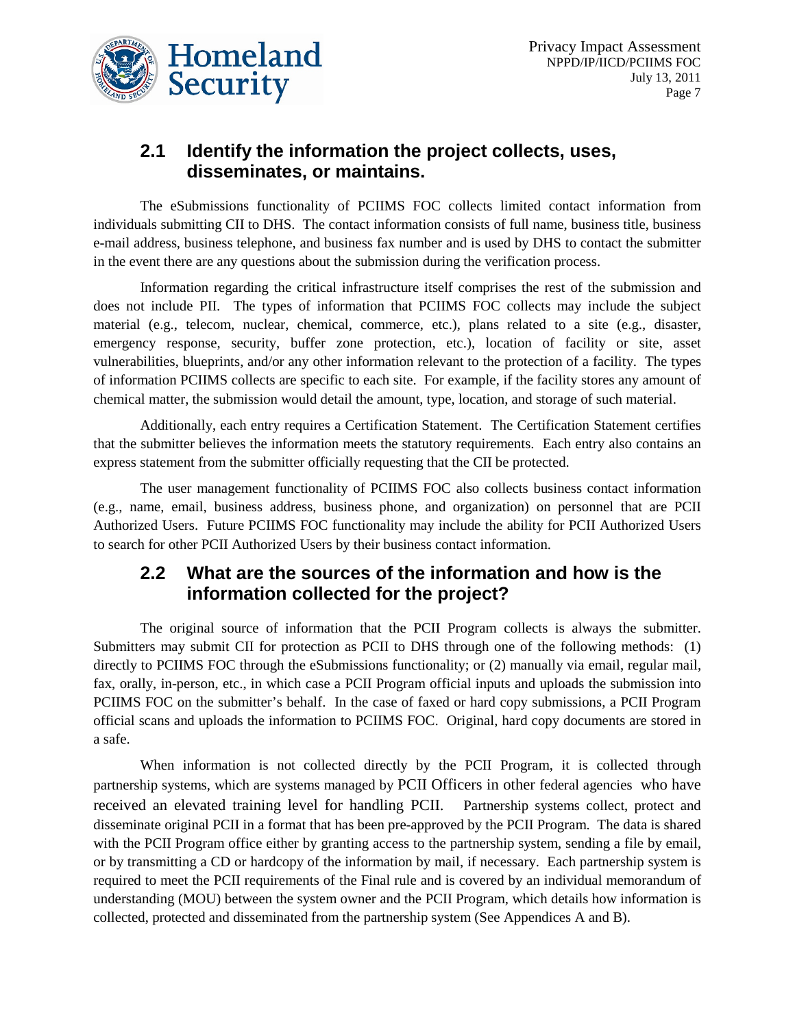## 2.1 Identify the information the project collects, uses, disseminates, or maintains.

The eSubmissions functionality of PCIIMS FOC collects limited contact information from individuals submitting CII to DHS. The contact information consists of full name, business title, business e-mail address, business telephone, and business fax number and is used by DHS to contact the submitter in the event there are any questions about the submission during the verification process.

Information regarding the critical infrastructure itself comprises the rest of the submission and does not include PII. The types of information that PCIIMS FOC collects may include the subject material (e.g., telecom, nuclear, chemical, commerce, etc.), plans related to a site (e.g., disaster, emergency response, security, buffer zone protection, etc.), location of facility or site, asset vulnerabilities, blueprints, and/or any other information relevant to the protection of a facility. The types of information PCIIMS collects are specific to each site. For example, if the facility stores any amount of chemical matter, the submission would detail the amount, type, location, and storage of such material.

Additionally, each entry requires a Certification Statement. The Certification Statement certifies that the submitter believes the information meets the statutory requirements. Each entry also contains an express statement from the submitter officially requesting that the CII be protected.

The user management functionality of PCIIMS FOC also collects business contact information (e.g., name, email, business address, business phone, and organization) on personnel that are PCII Authorized Users. Future PCIIMS FOC functionality may include the ability for PCII Authorized Users to search for other PCII Authorized Users by their business contact information.

## 2.2 What are the sources of the information and how is the information collected for the project?

The original source of information that the PCII Program collects is always the submitter. Submitters may submit CII for protection as PCII to DHS through one of the following methods: (1) directly to PCIIMS FOC through the eSubmissions functionality; or (2) manually via email, regular mail, fax, orally, in-person, etc., in which case a PCII Program official inputs and uploads the submission into PCIIMS FOC on the submitter's behalf. In the case of faxed or hard copy submissions, a PCII Program official scans and uploads the information to PCIIMS FOC. Original, hard copy documents are stored in a safe.

When information is not collected directly by the PCII Program, it is collected through partnership systems, which are systems managed by PCII Officers in other federal agencies who have received an elevated training level for handling PCII. Partnership systems collect, protect and disseminate original PCII in a format that has been pre-approved by the PCII Program. The data is shared with the PCII Program office either by granting access to the partnership system, sending a file by email, or by transmitting a CD or hardcopy of the information by mail, if necessary. Each partnership system is required to meet the PCII requirements of the Final rule and is covered by an individual memorandum of understanding (MOU) between the system owner and the PCII Program, which details how information is collected, protected and disseminated from the partnership system (See Appendices A and B).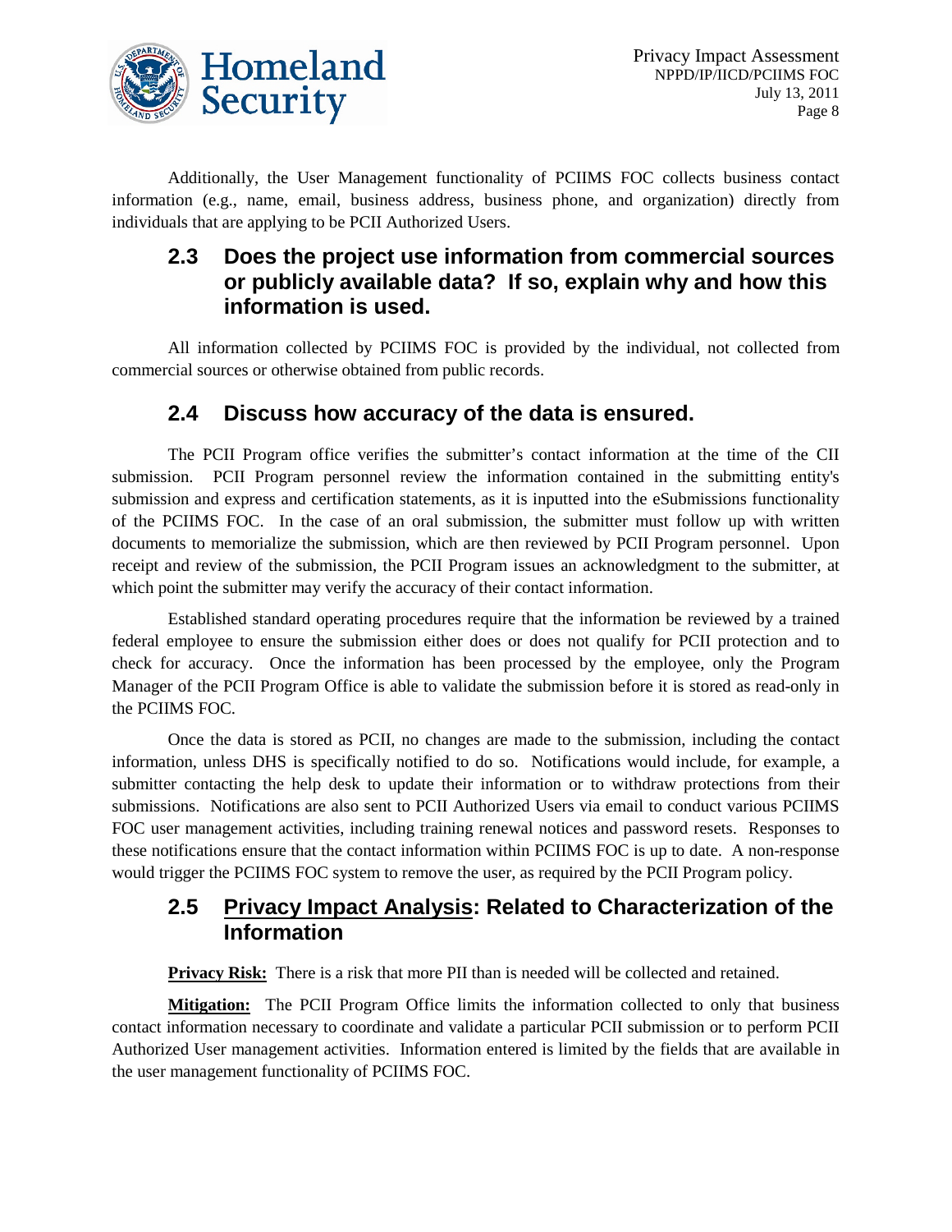Additionally, the User Management functionality of PCIIMS FOC collects business contact information (e.g., name, email, business address, business phone, and organization) directly from individuals that are applying to be PCII Authorized Users.

## 2.3 Does the project use information from commercial sources or publicly available data? If so, explain why and how this information is used.

All information collected by PCIIMS FOC is provided by the individual, not collected from commercial sources or otherwise obtained from public records.

## 2.4 Discuss how accuracy of the data is ensured.

The PCII Program office verifies the submitter's contact information at the time of the CII submission. PCII Program personnel review the information contained in the submitting entity's submission and express and certification statements, as it is inputted into the eSubmissions functionality of the PCIIMS FOC. In the case of an oral submission, the submitter must follow up with written documents to memorialize the submission, which are then reviewed by PCII Program personnel. Upon receipt and review of the submission, the PCII Program issues an acknowledgment to the submitter, at which point the submitter may verify the accuracy of their contact information.

Established standard operating procedures require that the information be reviewed by a trained federal employee to ensure the submission either does or does not qualify for PCII protection and to check for accuracy. Once the information has been processed by the employee, only the Program Manager of the PCII Program Office is able to validate the submission before it is stored as read-only in the PCIIMS FOC.

Once the data is stored as PCII, no changes are made to the submission, including the contact information, unless DHS is specifically notified to do so. Notifications would include, for example, a submitter contacting the help desk to update their information or to withdraw protections from their submissions. Notifications are also sent to PCII Authorized Users via email to conduct various PCIIMS FOC user management activities, including training renewal notices and password resets. Responses to these notifications ensure that the contact information within PCIIMS FOC is up to date. A non-response would trigger the PCIIMS FOC system to remove the user, as required by the PCII Program policy.

## 2.5 Privacy Impact Analysis: Related to Characterization of the Information

**Privacy Risk:** There is a risk that more PII than is needed will be collected and retained.

**Mitigation:** The PCII Program Office limits the information collected to only that business contact information necessary to coordinate and validate a particular PCII submission or to perform PCII Authorized User management activities. Information entered is limited by the fields that are available in the user management functionality of PCIIMS FOC.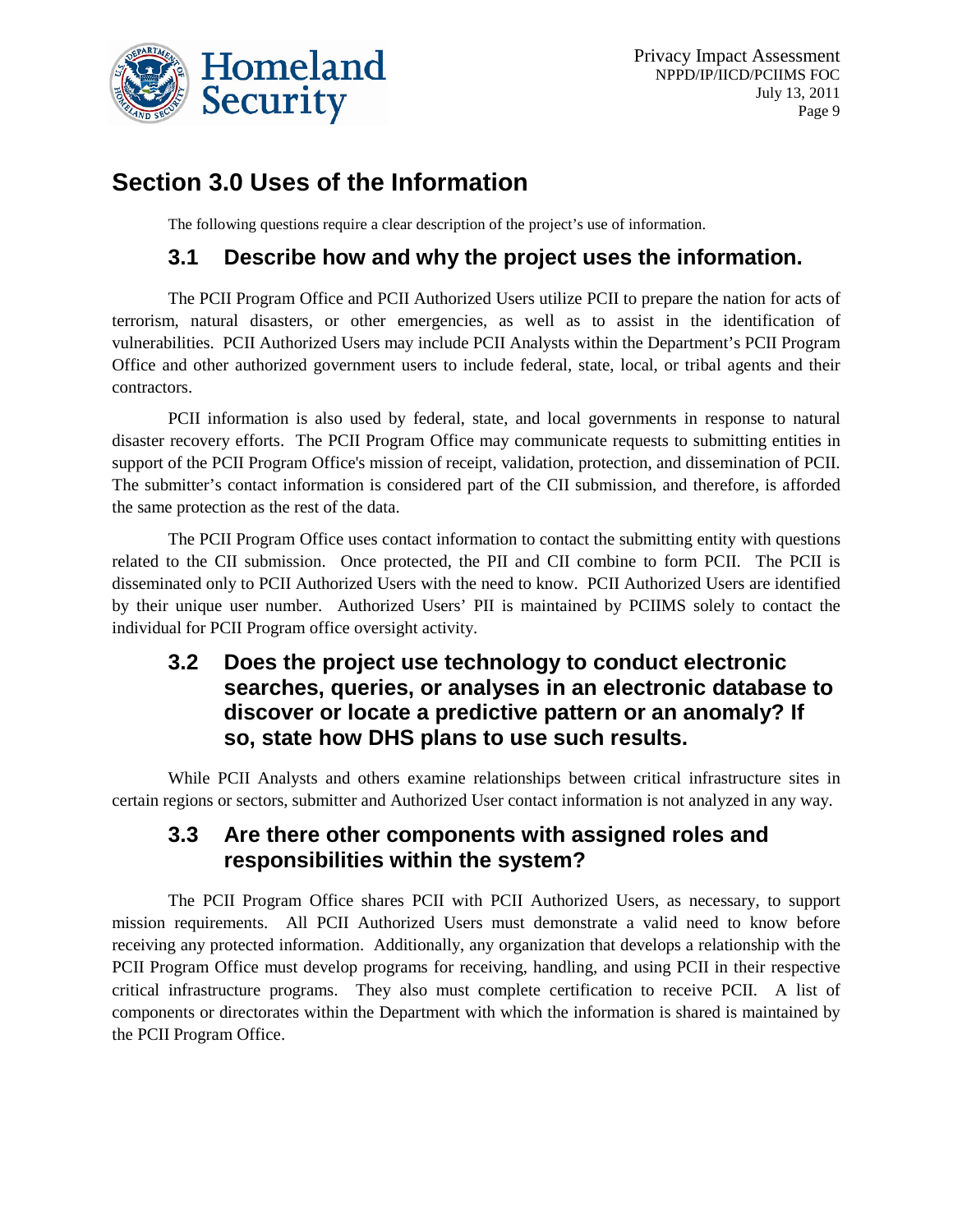# Section 3.0 Uses of the Information

The following questions require a clear description of the project's use of information.

## 3.1 Describe how and why the project uses the information.

The PCII Program Office and PCII Authorized Users utilize PCII to prepare the nation for acts of terrorism, natural disasters, or other emergencies, as well as to assist in the identification of vulnerabilities. PCII Authorized Users may include PCII Analysts within the Department's PCII Program Office and other authorized government users to include federal, state, local, or tribal agents and their contractors.

PCII information is also used by federal, state, and local governments in response to natural disaster recovery efforts. The PCII Program Office may communicate requests to submitting entities in support of the PCII Program Office's mission of receipt, validation, protection, and dissemination of PCII. The submitter's contact information is considered part of the CII submission, and therefore, is afforded the same protection as the rest of the data.

The PCII Program Office uses contact information to contact the submitting entity with questions related to the CII submission. Once protected, the PII and CII combine to form PCII. The PCII is disseminated only to PCII Authorized Users with the need to know. PCII Authorized Users are identified by their unique user number. Authorized Users' PII is maintained by PCIIMS solely to contact the individual for PCII Program office oversight activity.

## 3.2 Does the project use technology to conduct electronic searches, queries, or analyses in an electronic database to discover or locate a predictive pattern or an anomaly? If so, state how DHS plans to use such results.

While PCII Analysts and others examine relationships between critical infrastructure sites in certain regions or sectors, submitter and Authorized User contact information is not analyzed in any way.

## 3.3 Are there other components with assigned roles and responsibilities within the system?

The PCII Program Office shares PCII with PCII Authorized Users, as necessary, to support mission requirements. All PCII Authorized Users must demonstrate a valid need to know before receiving any protected information. Additionally, any organization that develops a relationship with the PCII Program Office must develop programs for receiving, handling, and using PCII in their respective critical infrastructure programs. They also must complete certification to receive PCII. A list of components or directorates within the Department with which the information is shared is maintained by the PCII Program Office.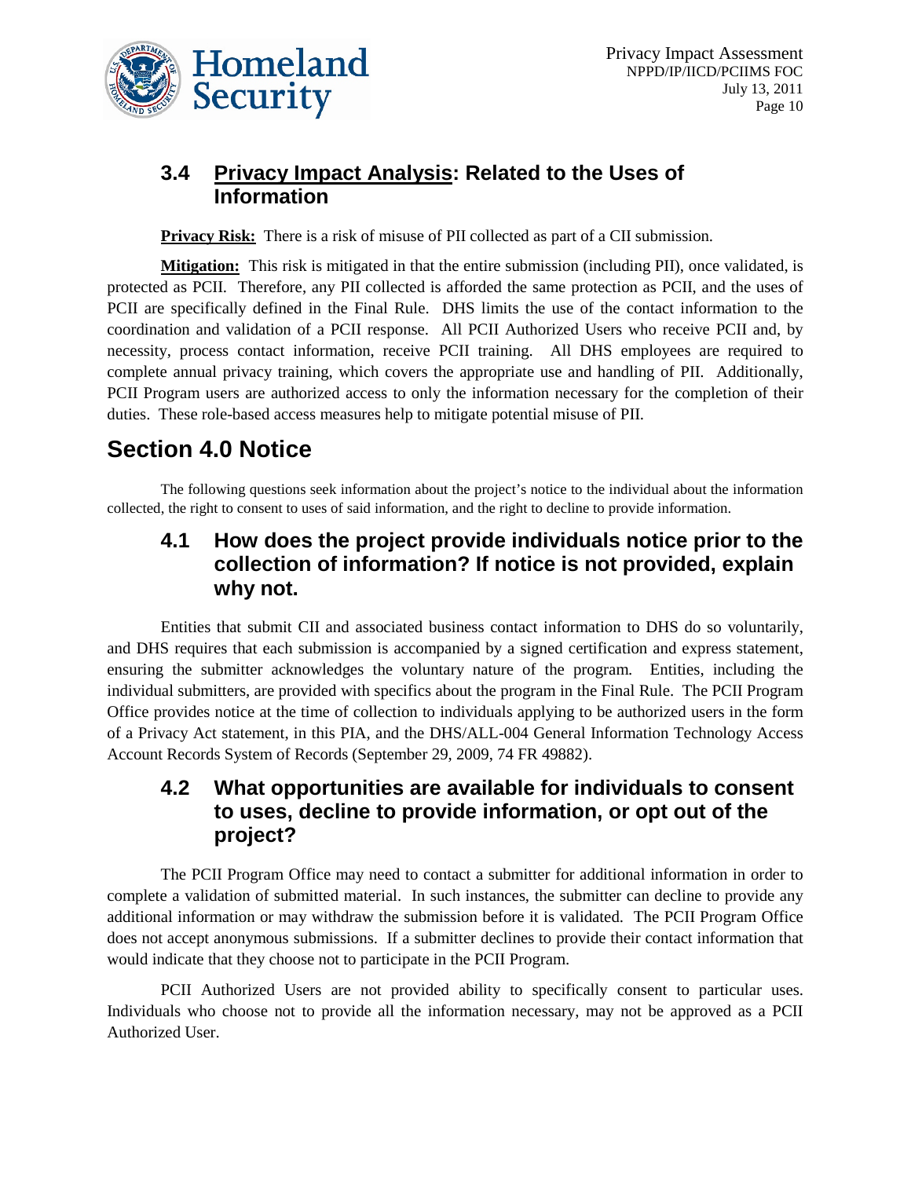### 3.4 <u>Privacy Impact Analysis</u>: Related to the Uses of Information

**<u>Privacy Risk:</u>** There is a risk of misuse of PII collected as part of a CII submission.

**<u>Mitigation:</u>** This risk is mitigated in that the entire submission (including PII), once validated, is protected as PCII. Therefore, any PII collected is afforded the same protection as PCII, and the uses of PCII are specifically defined in the Final Rule. DHS limits the use of the contact information to the coordination and validation of a PCII response. All PCII Authorized Users who receive PCII and, by necessity, process contact information, receive PCII training. All DHS employees are required to complete annual privacy training, which covers the appropriate use and handling of PII. Additionally, PCII Program users are authorized access to only the information necessary for the completion of their duties. These role-based access measures help to mitigate potential misuse of PII.

## Section 4.0 Notice

The following questions seek information about the project's notice to the individual about the information collected, the right to consent to uses of said information, and the right to decline to provide information.

### 4.1 How does the project provide individuals notice prior to the collection of information? If notice is not provided, explain why not.

Entities that submit CII and associated business contact information to DHS do so voluntarily, and DHS requires that each submission is accompanied by a signed certification and express statement, ensuring the submitter acknowledges the voluntary nature of the program. Entities, including the individual submitters, are provided with specifics about the program in the Final Rule. The PCII Program Office provides notice at the time of collection to individuals applying to be authorized users in the form of a Privacy Act statement, in this PIA, and the DHS/ALL-004 General Information Technology Access Account Records System of Records (September 29, 2009, 74 FR 49882).

### 4.2 What opportunities are available for individuals to consent to uses, decline to provide information, or opt out of the project?

The PCII Program Office may need to contact a submitter for additional information in order to complete a validation of submitted material. In such instances, the submitter can decline to provide any additional information or may withdraw the submission before it is validated. The PCII Program Office does not accept anonymous submissions. If a submitter declines to provide their contact information that would indicate that they choose not to participate in the PCII Program.

PCII Authorized Users are not provided ability to specifically consent to particular uses. Individuals who choose not to provide all the information necessary, may not be approved as a PCII Authorized User.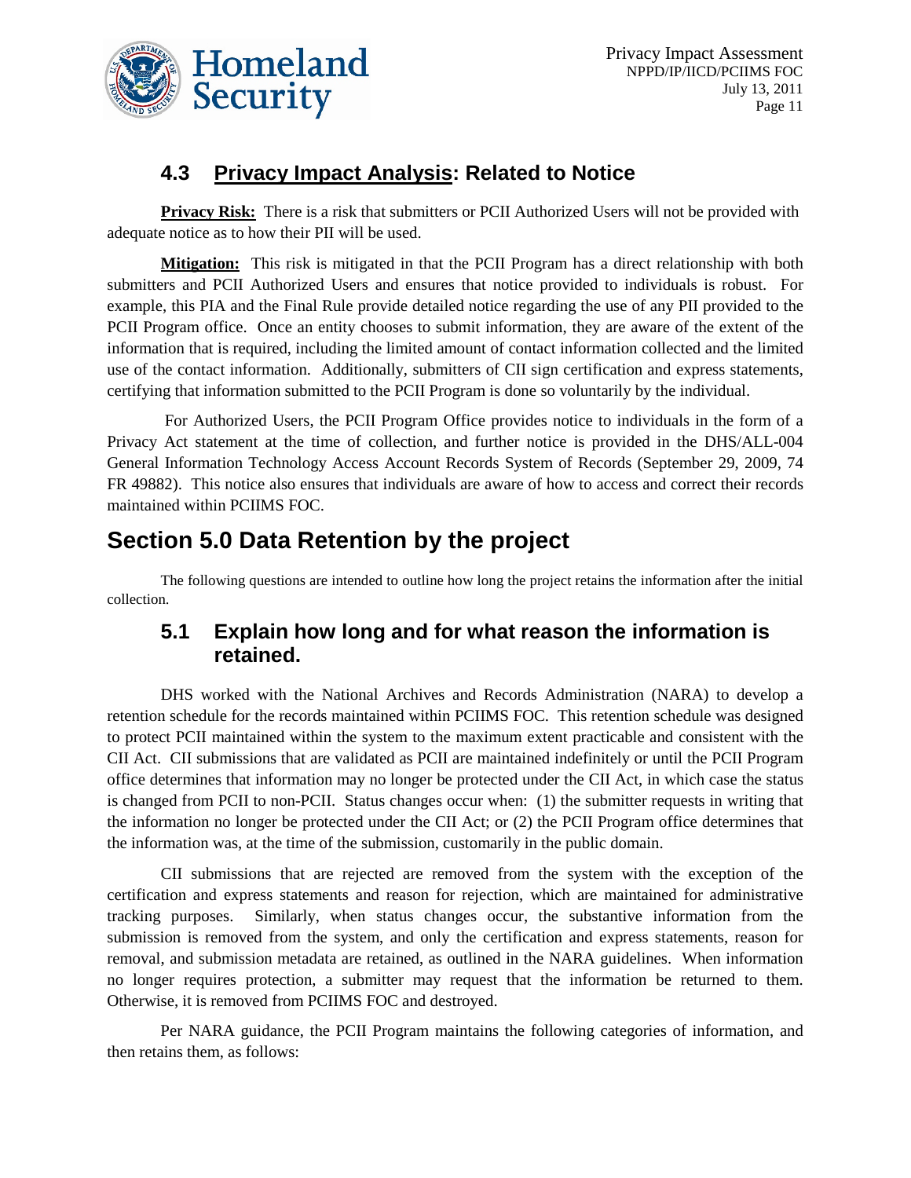### 4.3 Privacy Impact Analysis: Related to Notice

**Privacy Risk:** There is a risk that submitters or PCII Authorized Users will not be provided with adequate notice as to how their PII will be used.

**Mitigation:** This risk is mitigated in that the PCII Program has a direct relationship with both submitters and PCII Authorized Users and ensures that notice provided to individuals is robust. For example, this PIA and the Final Rule provide detailed notice regarding the use of any PII provided to the PCII Program office. Once an entity chooses to submit information, they are aware of the extent of the information that is required, including the limited amount of contact information collected and the limited use of the contact information. Additionally, submitters of CII sign certification and express statements, certifying that information submitted to the PCII Program is done so voluntarily by the individual.

For Authorized Users, the PCII Program Office provides notice to individuals in the form of a Privacy Act statement at the time of collection, and further notice is provided in the DHS/ALL-004 General Information Technology Access Account Records System of Records (September 29, 2009, 74 FR 49882). This notice also ensures that individuals are aware of how to access and correct their records maintained within PCIIMS FOC.

## Section 5.0 Data Retention by the project

The following questions are intended to outline how long the project retains the information after the initial collection.

### 5.1 Explain how long and for what reason the information is retained.

DHS worked with the National Archives and Records Administration (NARA) to develop a retention schedule for the records maintained within PCIIMS FOC. This retention schedule was designed to protect PCII maintained within the system to the maximum extent practicable and consistent with the CII Act. CII submissions that are validated as PCII are maintained indefinitely or until the PCII Program office determines that information may no longer be protected under the CII Act, in which case the status is changed from PCII to non-PCII. Status changes occur when: (1) the submitter requests in writing that the information no longer be protected under the CII Act; or (2) the PCII Program office determines that the information was, at the time of the submission, customarily in the public domain.

CII submissions that are rejected are removed from the system with the exception of the certification and express statements and reason for rejection, which are maintained for administrative tracking purposes. Similarly, when status changes occur, the substantive information from the submission is removed from the system, and only the certification and express statements, reason for removal, and submission metadata are retained, as outlined in the NARA guidelines. When information no longer requires protection, a submitter may request that the information be returned to them. Otherwise, it is removed from PCIIMS FOC and destroyed.

Per NARA guidance, the PCII Program maintains the following categories of information, and then retains them, as follows: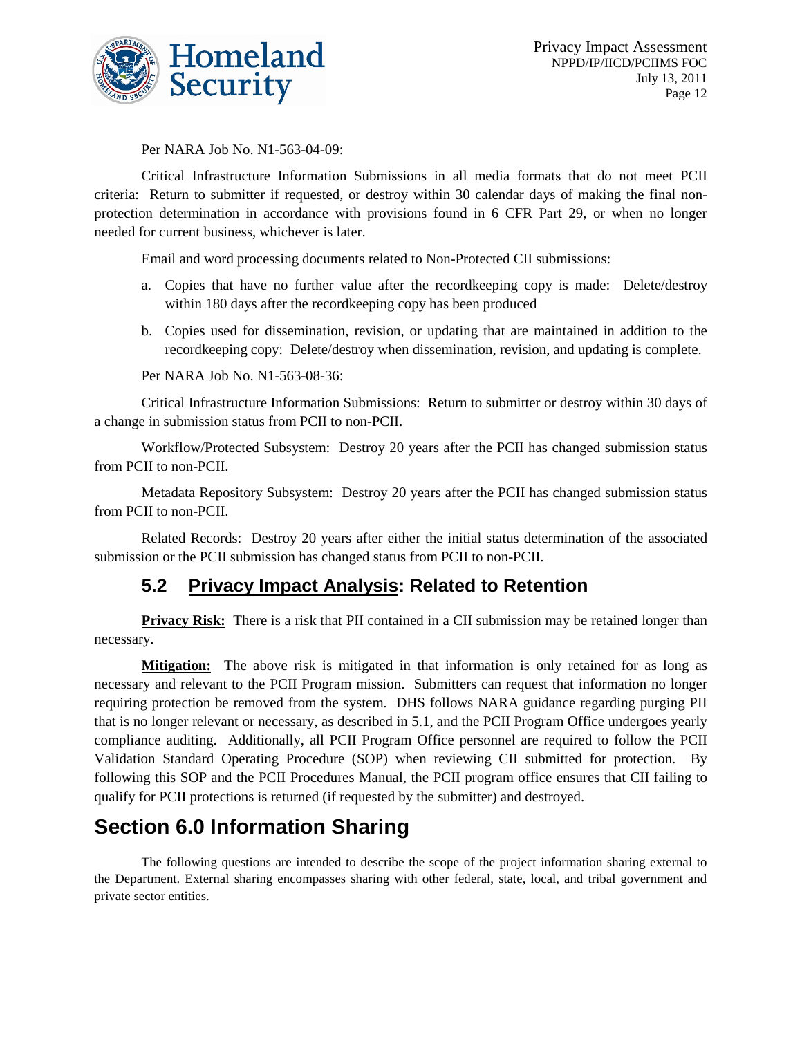Per NARA Job No. N1-563-04-09:

Critical Infrastructure Information Submissions in all media formats that do not meet PCII criteria: Return to submitter if requested, or destroy within 30 calendar days of making the final non-protection determination in accordance with provisions found in 6 CFR Part 29, or when no longer needed for current business, whichever is later.

Email and word processing documents related to Non-Protected CII submissions:

a. Copies that have no further value after the recordkeeping copy is made: Delete/destroy within 180 days after the recordkeeping copy has been produced
b. Copies used for dissemination, revision, or updating that are maintained in addition to the recordkeeping copy: Delete/destroy when dissemination, revision, and updating is complete.

Per NARA Job No. N1-563-08-36:

Critical Infrastructure Information Submissions: Return to submitter or destroy within 30 days of a change in submission status from PCII to non-PCII.

Workflow/Protected Subsystem: Destroy 20 years after the PCII has changed submission status from PCII to non-PCII.

Metadata Repository Subsystem: Destroy 20 years after the PCII has changed submission status from PCII to non-PCII.

Related Records: Destroy 20 years after either the initial status determination of the associated submission or the PCII submission has changed status from PCII to non-PCII.

## 5.2 Privacy Impact Analysis: Related to Retention

**Privacy Risk:** There is a risk that PII contained in a CII submission may be retained longer than necessary.

**Mitigation:** The above risk is mitigated in that information is only retained for as long as necessary and relevant to the PCII Program mission. Submitters can request that information no longer requiring protection be removed from the system. DHS follows NARA guidance regarding purging PII that is no longer relevant or necessary, as described in 5.1, and the PCII Program Office undergoes yearly compliance auditing. Additionally, all PCII Program Office personnel are required to follow the PCII Validation Standard Operating Procedure (SOP) when reviewing CII submitted for protection. By following this SOP and the PCII Procedures Manual, the PCII program office ensures that CII failing to qualify for PCII protections is returned (if requested by the submitter) and destroyed.

# Section 6.0 Information Sharing

The following questions are intended to describe the scope of the project information sharing external to the Department. External sharing encompasses sharing with other federal, state, local, and tribal government and private sector entities.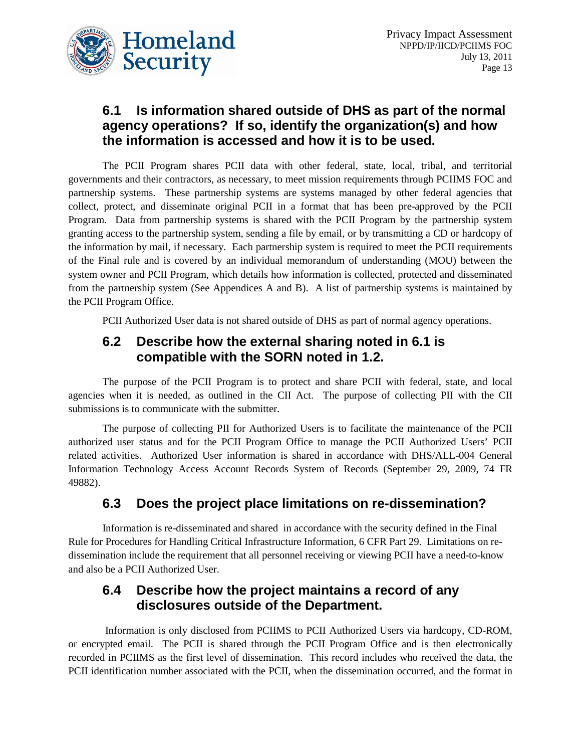## 6.1 Is information shared outside of DHS as part of the normal agency operations? If so, identify the organization(s) and how the information is accessed and how it is to be used.

The PCII Program shares PCII data with other federal, state, local, tribal, and territorial governments and their contractors, as necessary, to meet mission requirements through PCIIMS FOC and partnership systems. These partnership systems are systems managed by other federal agencies that collect, protect, and disseminate original PCII in a format that has been pre-approved by the PCII Program. Data from partnership systems is shared with the PCII Program by the partnership system granting access to the partnership system, sending a file by email, or by transmitting a CD or hardcopy of the information by mail, if necessary. Each partnership system is required to meet the PCII requirements of the Final rule and is covered by an individual memorandum of understanding (MOU) between the system owner and PCII Program, which details how information is collected, protected and disseminated from the partnership system (See Appendices A and B). A list of partnership systems is maintained by the PCII Program Office.

PCII Authorized User data is not shared outside of DHS as part of normal agency operations.

## 6.2 Describe how the external sharing noted in 6.1 is compatible with the SORN noted in 1.2.

The purpose of the PCII Program is to protect and share PCII with federal, state, and local agencies when it is needed, as outlined in the CII Act. The purpose of collecting PII with the CII submissions is to communicate with the submitter.

The purpose of collecting PII for Authorized Users is to facilitate the maintenance of the PCII authorized user status and for the PCII Program Office to manage the PCII Authorized Users' PCII related activities. Authorized User information is shared in accordance with DHS/ALL-004 General Information Technology Access Account Records System of Records (September 29, 2009, 74 FR 49882).

## 6.3 Does the project place limitations on re-dissemination?

Information is re-disseminated and shared in accordance with the security defined in the Final Rule for Procedures for Handling Critical Infrastructure Information, 6 CFR Part 29. Limitations on re-dissemination include the requirement that all personnel receiving or viewing PCII have a need-to-know and also be a PCII Authorized User.

## 6.4 Describe how the project maintains a record of any disclosures outside of the Department.

Information is only disclosed from PCIIMS to PCII Authorized Users via hardcopy, CD-ROM, or encrypted email. The PCII is shared through the PCII Program Office and is then electronically recorded in PCIIMS as the first level of dissemination. This record includes who received the data, the PCII identification number associated with the PCII, when the dissemination occurred, and the format in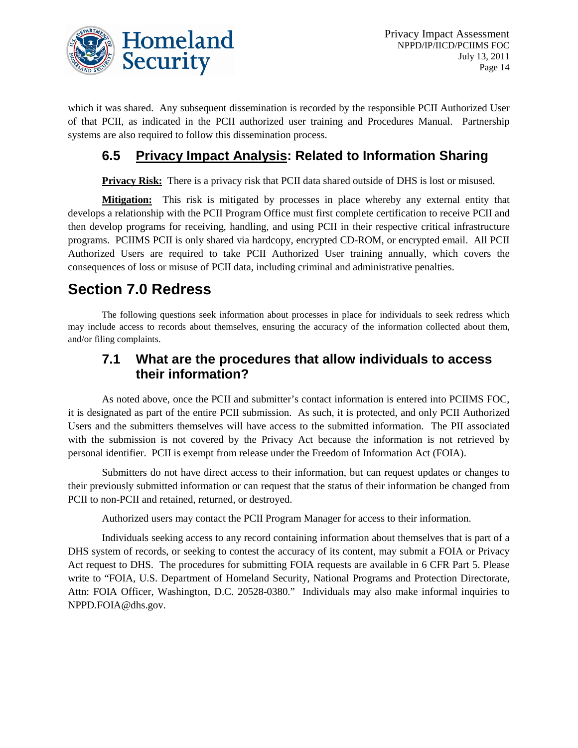which it was shared. Any subsequent dissemination is recorded by the responsible PCII Authorized User of that PCII, as indicated in the PCII authorized user training and Procedures Manual. Partnership systems are also required to follow this dissemination process.

### 6.5 Privacy Impact Analysis: Related to Information Sharing

**Privacy Risk:** There is a privacy risk that PCII data shared outside of DHS is lost or misused.

**Mitigation:** This risk is mitigated by processes in place whereby any external entity that develops a relationship with the PCII Program Office must first complete certification to receive PCII and then develop programs for receiving, handling, and using PCII in their respective critical infrastructure programs. PCIIMS PCII is only shared via hardcopy, encrypted CD-ROM, or encrypted email. All PCII Authorized Users are required to take PCII Authorized User training annually, which covers the consequences of loss or misuse of PCII data, including criminal and administrative penalties.

## Section 7.0 Redress

The following questions seek information about processes in place for individuals to seek redress which may include access to records about themselves, ensuring the accuracy of the information collected about them, and/or filing complaints.

### 7.1 What are the procedures that allow individuals to access their information?

As noted above, once the PCII and submitter's contact information is entered into PCIIMS FOC, it is designated as part of the entire PCII submission. As such, it is protected, and only PCII Authorized Users and the submitters themselves will have access to the submitted information. The PII associated with the submission is not covered by the Privacy Act because the information is not retrieved by personal identifier. PCII is exempt from release under the Freedom of Information Act (FOIA).

Submitters do not have direct access to their information, but can request updates or changes to their previously submitted information or can request that the status of their information be changed from PCII to non-PCII and retained, returned, or destroyed.

Authorized users may contact the PCII Program Manager for access to their information.

Individuals seeking access to any record containing information about themselves that is part of a DHS system of records, or seeking to contest the accuracy of its content, may submit a FOIA or Privacy Act request to DHS. The procedures for submitting FOIA requests are available in 6 CFR Part 5. Please write to "FOIA, U.S. Department of Homeland Security, National Programs and Protection Directorate, Attn: FOIA Officer, Washington, D.C. 20528-0380." Individuals may also make informal inquiries to NPPD.FOIA@dhs.gov.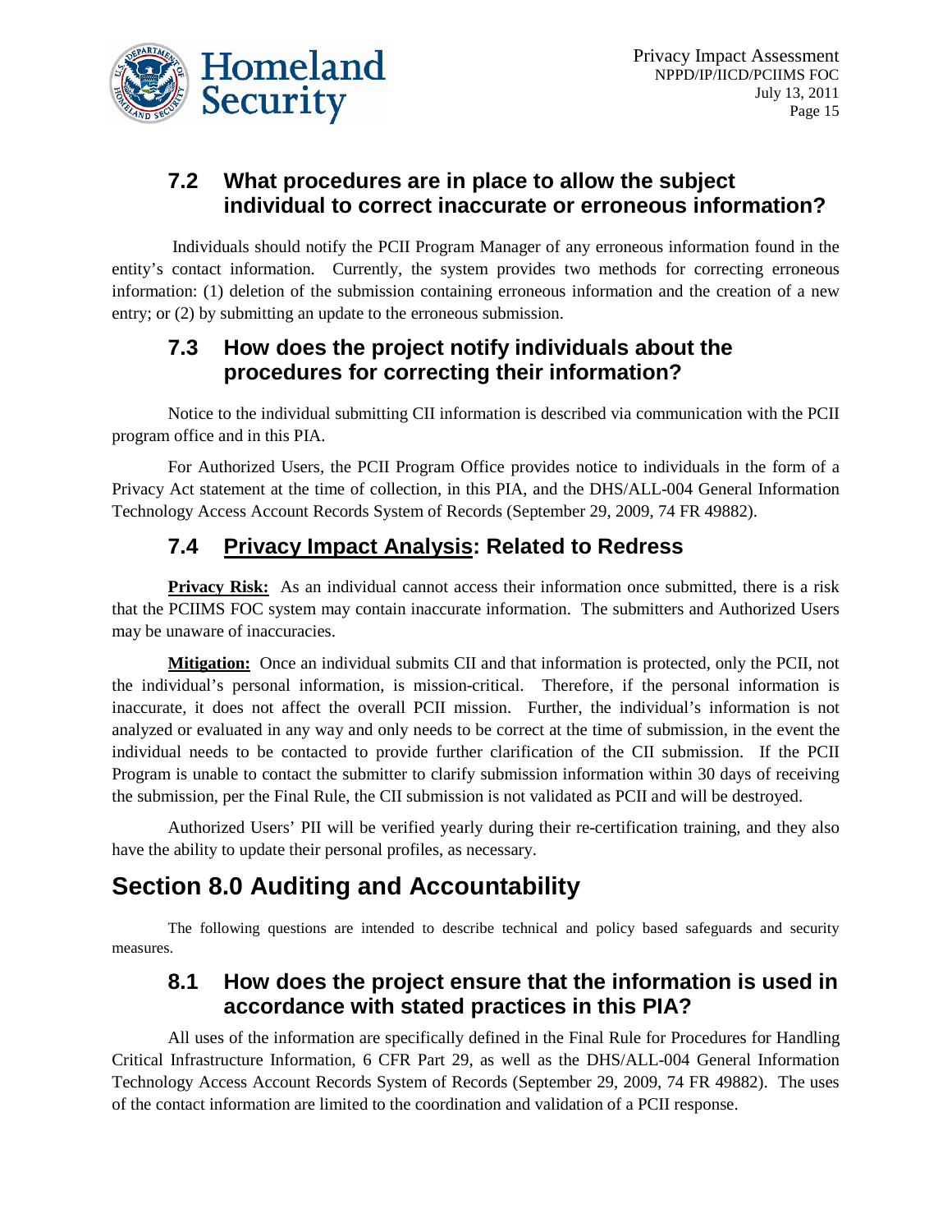### 7.2 What procedures are in place to allow the subject individual to correct inaccurate or erroneous information?

Individuals should notify the PCII Program Manager of any erroneous information found in the entity's contact information. Currently, the system provides two methods for correcting erroneous information: (1) deletion of the submission containing erroneous information and the creation of a new entry; or (2) by submitting an update to the erroneous submission.

### 7.3 How does the project notify individuals about the procedures for correcting their information?

Notice to the individual submitting CII information is described via communication with the PCII program office and in this PIA.

For Authorized Users, the PCII Program Office provides notice to individuals in the form of a Privacy Act statement at the time of collection, in this PIA, and the DHS/ALL-004 General Information Technology Access Account Records System of Records (September 29, 2009, 74 FR 49882).

### 7.4 Privacy Impact Analysis: Related to Redress

**Privacy Risk:** As an individual cannot access their information once submitted, there is a risk that the PCIIMS FOC system may contain inaccurate information. The submitters and Authorized Users may be unaware of inaccuracies.

**Mitigation:** Once an individual submits CII and that information is protected, only the PCII, not the individual's personal information, is mission-critical. Therefore, if the personal information is inaccurate, it does not affect the overall PCII mission. Further, the individual's information is not analyzed or evaluated in any way and only needs to be correct at the time of submission, in the event the individual needs to be contacted to provide further clarification of the CII submission. If the PCII Program is unable to contact the submitter to clarify submission information within 30 days of receiving the submission, per the Final Rule, the CII submission is not validated as PCII and will be destroyed.

Authorized Users' PII will be verified yearly during their re-certification training, and they also have the ability to update their personal profiles, as necessary.

## Section 8.0 Auditing and Accountability

The following questions are intended to describe technical and policy based safeguards and security measures.

### 8.1 How does the project ensure that the information is used in accordance with stated practices in this PIA?

All uses of the information are specifically defined in the Final Rule for Procedures for Handling Critical Infrastructure Information, 6 CFR Part 29, as well as the DHS/ALL-004 General Information Technology Access Account Records System of Records (September 29, 2009, 74 FR 49882). The uses of the contact information are limited to the coordination and validation of a PCII response.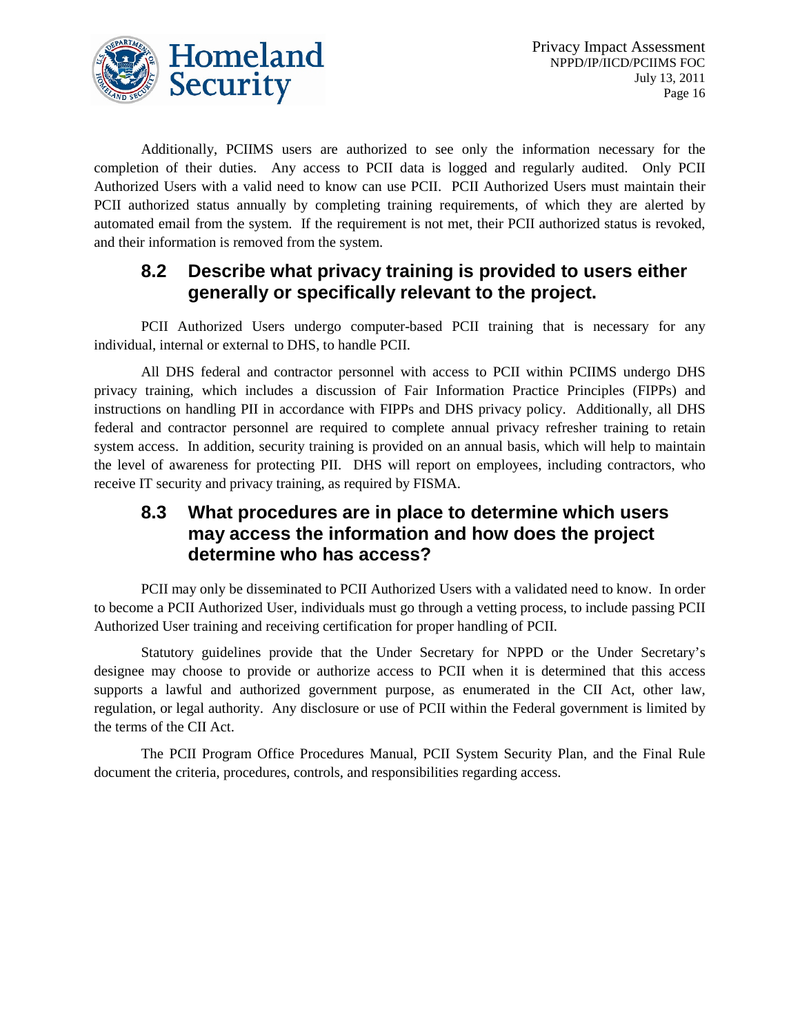Additionally, PCIIMS users are authorized to see only the information necessary for the completion of their duties. Any access to PCII data is logged and regularly audited. Only PCII Authorized Users with a valid need to know can use PCII. PCII Authorized Users must maintain their PCII authorized status annually by completing training requirements, of which they are alerted by automated email from the system. If the requirement is not met, their PCII authorized status is revoked, and their information is removed from the system.

## 8.2 Describe what privacy training is provided to users either generally or specifically relevant to the project.

PCII Authorized Users undergo computer-based PCII training that is necessary for any individual, internal or external to DHS, to handle PCII.

All DHS federal and contractor personnel with access to PCII within PCIIMS undergo DHS privacy training, which includes a discussion of Fair Information Practice Principles (FIPPs) and instructions on handling PII in accordance with FIPPs and DHS privacy policy. Additionally, all DHS federal and contractor personnel are required to complete annual privacy refresher training to retain system access. In addition, security training is provided on an annual basis, which will help to maintain the level of awareness for protecting PII. DHS will report on employees, including contractors, who receive IT security and privacy training, as required by FISMA.

## 8.3 What procedures are in place to determine which users may access the information and how does the project determine who has access?

PCII may only be disseminated to PCII Authorized Users with a validated need to know. In order to become a PCII Authorized User, individuals must go through a vetting process, to include passing PCII Authorized User training and receiving certification for proper handling of PCII.

Statutory guidelines provide that the Under Secretary for NPPD or the Under Secretary's designee may choose to provide or authorize access to PCII when it is determined that this access supports a lawful and authorized government purpose, as enumerated in the CII Act, other law, regulation, or legal authority. Any disclosure or use of PCII within the Federal government is limited by the terms of the CII Act.

The PCII Program Office Procedures Manual, PCII System Security Plan, and the Final Rule document the criteria, procedures, controls, and responsibilities regarding access.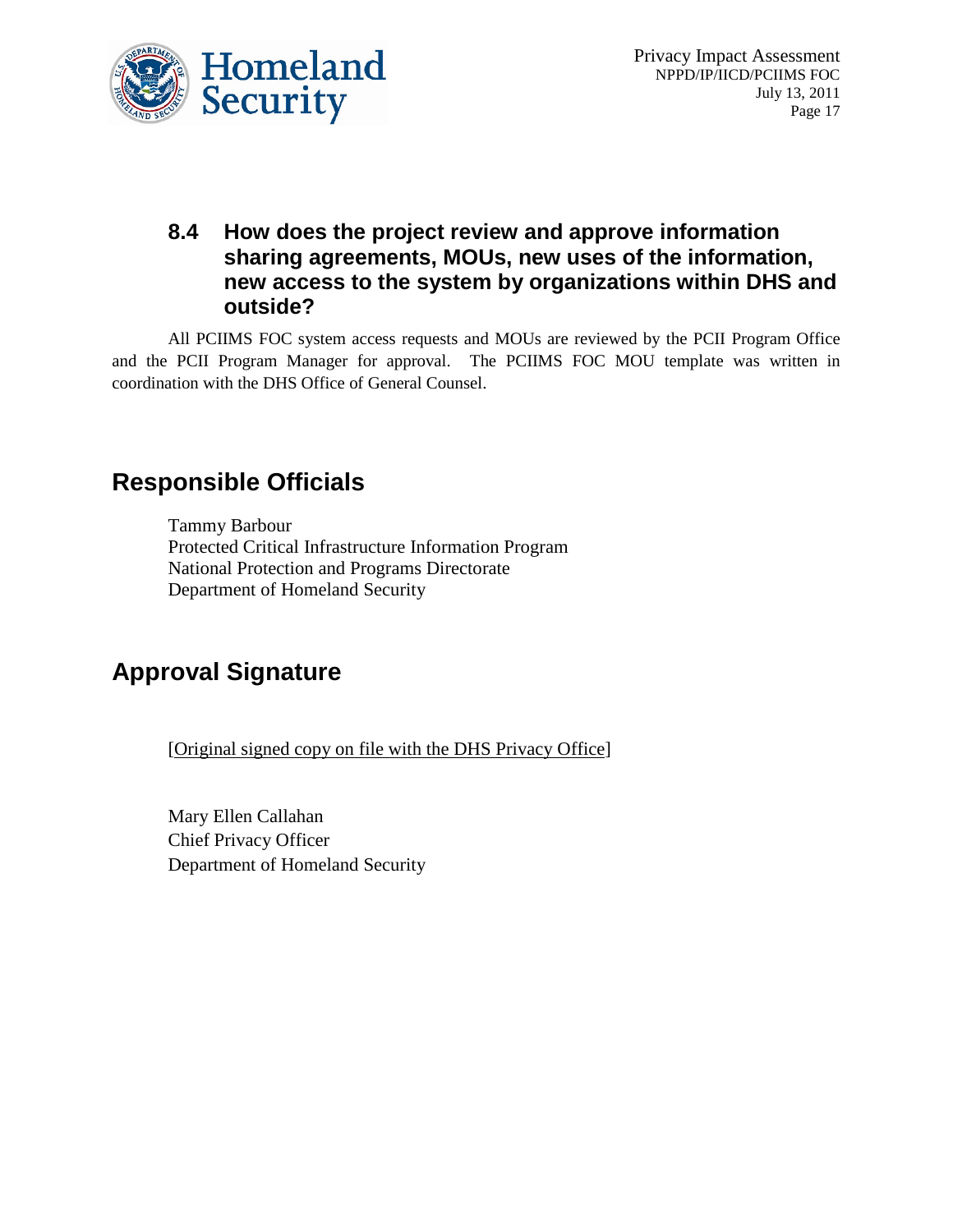### 8.4 How does the project review and approve information sharing agreements, MOUs, new uses of the information, new access to the system by organizations within DHS and outside?

All PCIIMS FOC system access requests and MOUs are reviewed by the PCII Program Office and the PCII Program Manager for approval. The PCIIMS FOC MOU template was written in coordination with the DHS Office of General Counsel.

## Responsible Officials

Tammy Barbour  
Protected Critical Infrastructure Information Program  
National Protection and Programs Directorate  
Department of Homeland Security

## Approval Signature

[Original signed copy on file with the DHS Privacy Office]

Mary Ellen Callahan  
Chief Privacy Officer  
Department of Homeland Security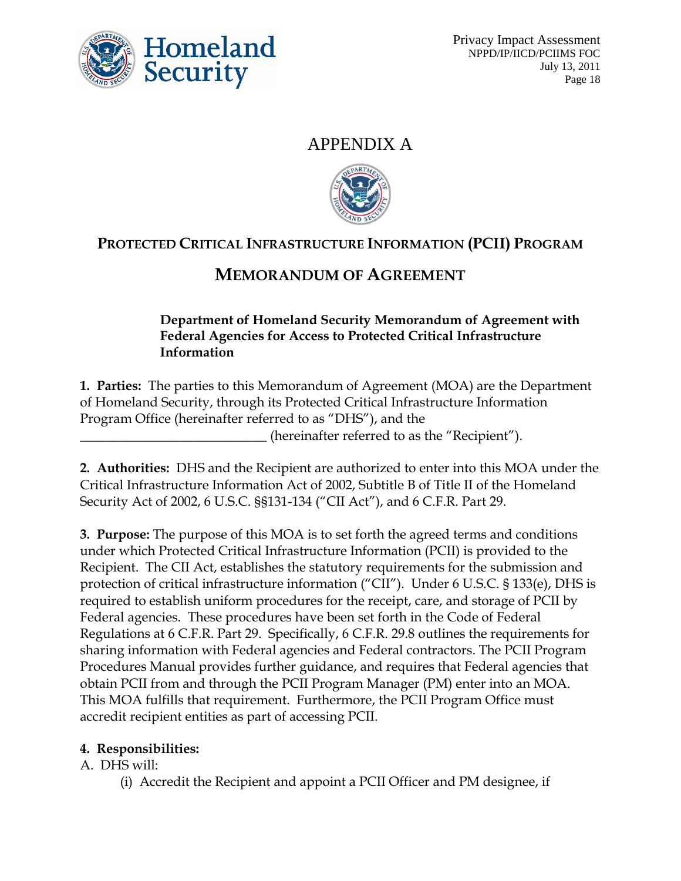# APPENDIX A

## PROTECTED CRITICAL INFRASTRUCTURE INFORMATION (PCII) PROGRAM

## MEMORANDUM OF AGREEMENT

**Department of Homeland Security Memorandum of Agreement with Federal Agencies for Access to Protected Critical Infrastructure Information**

**1. Parties:** The parties to this Memorandum of Agreement (MOA) are the Department of Homeland Security, through its Protected Critical Infrastructure Information Program Office (hereinafter referred to as "DHS"), and the ____________________________ (hereinafter referred to as the "Recipient").

**2. Authorities:** DHS and the Recipient are authorized to enter into this MOA under the Critical Infrastructure Information Act of 2002, Subtitle B of Title II of the Homeland Security Act of 2002, 6 U.S.C. §§131-134 ("CII Act"), and 6 C.F.R. Part 29.

**3. Purpose:** The purpose of this MOA is to set forth the agreed terms and conditions under which Protected Critical Infrastructure Information (PCII) is provided to the Recipient. The CII Act, establishes the statutory requirements for the submission and protection of critical infrastructure information ("CII"). Under 6 U.S.C. § 133(e), DHS is required to establish uniform procedures for the receipt, care, and storage of PCII by Federal agencies. These procedures have been set forth in the Code of Federal Regulations at 6 C.F.R. Part 29. Specifically, 6 C.F.R. 29.8 outlines the requirements for sharing information with Federal agencies and Federal contractors. The PCII Program Procedures Manual provides further guidance, and requires that Federal agencies that obtain PCII from and through the PCII Program Manager (PM) enter into an MOA. This MOA fulfills that requirement. Furthermore, the PCII Program Office must accredit recipient entities as part of accessing PCII.

**4. Responsibilities:**

A. DHS will:

(i) Accredit the Recipient and appoint a PCII Officer and PM designee, if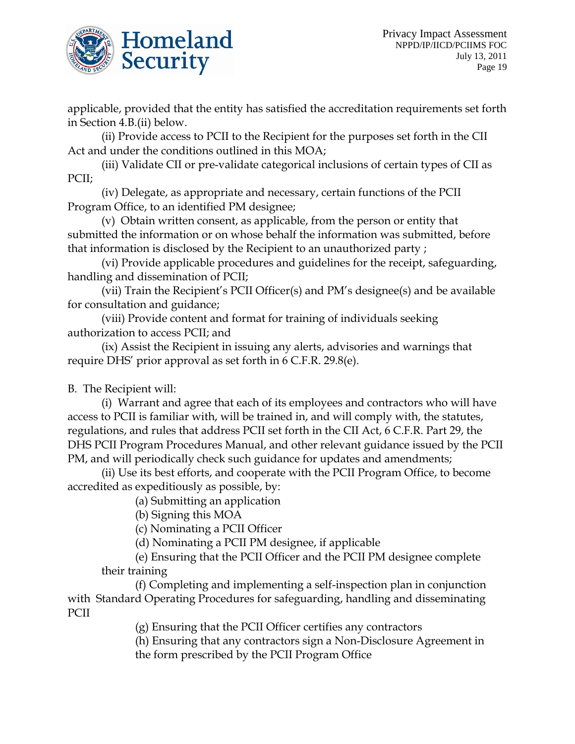applicable, provided that the entity has satisfied the accreditation requirements set forth in Section 4.B.(ii) below.

(ii) Provide access to PCII to the Recipient for the purposes set forth in the CII Act and under the conditions outlined in this MOA;

(iii) Validate CII or pre-validate categorical inclusions of certain types of CII as PCII;

(iv) Delegate, as appropriate and necessary, certain functions of the PCII Program Office, to an identified PM designee;

(v) Obtain written consent, as applicable, from the person or entity that submitted the information or on whose behalf the information was submitted, before that information is disclosed by the Recipient to an unauthorized party ;

(vi) Provide applicable procedures and guidelines for the receipt, safeguarding, handling and dissemination of PCII;

(vii) Train the Recipient's PCII Officer(s) and PM's designee(s) and be available for consultation and guidance;

(viii) Provide content and format for training of individuals seeking authorization to access PCII; and

(ix) Assist the Recipient in issuing any alerts, advisories and warnings that require DHS' prior approval as set forth in 6 C.F.R. 29.8(e).

B. The Recipient will:

(i) Warrant and agree that each of its employees and contractors who will have access to PCII is familiar with, will be trained in, and will comply with, the statutes, regulations, and rules that address PCII set forth in the CII Act, 6 C.F.R. Part 29, the DHS PCII Program Procedures Manual, and other relevant guidance issued by the PCII PM, and will periodically check such guidance for updates and amendments;

(ii) Use its best efforts, and cooperate with the PCII Program Office, to become accredited as expeditiously as possible, by:

(a) Submitting an application

(b) Signing this MOA

(c) Nominating a PCII Officer

(d) Nominating a PCII PM designee, if applicable

(e) Ensuring that the PCII Officer and the PCII PM designee complete their training

(f) Completing and implementing a self-inspection plan in conjunction with Standard Operating Procedures for safeguarding, handling and disseminating PCII

(g) Ensuring that the PCII Officer certifies any contractors

(h) Ensuring that any contractors sign a Non-Disclosure Agreement in the form prescribed by the PCII Program Office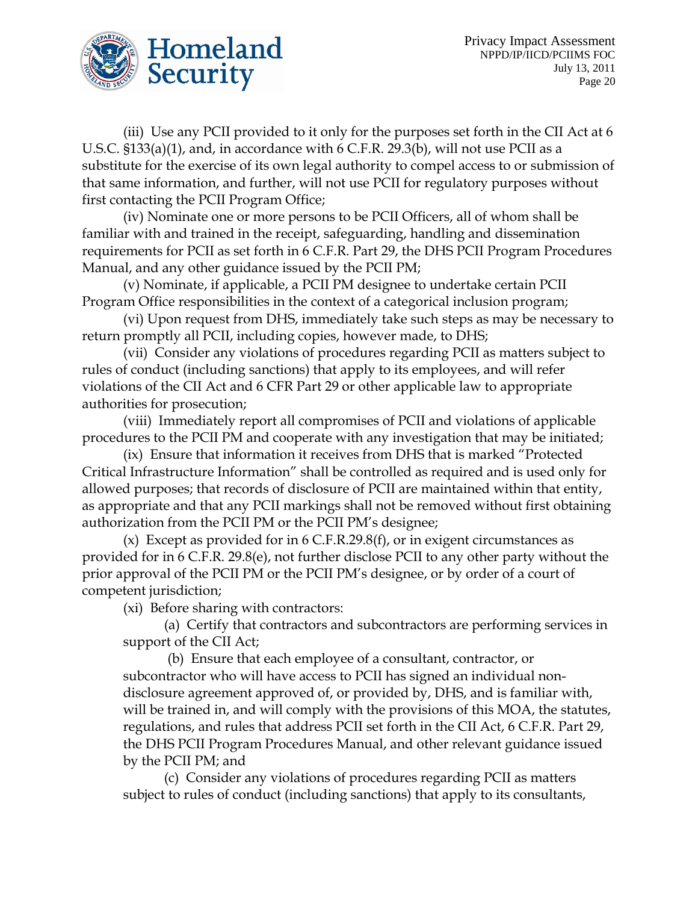(iii) Use any PCII provided to it only for the purposes set forth in the CII Act at 6 U.S.C. §133(a)(1), and, in accordance with 6 C.F.R. 29.3(b), will not use PCII as a substitute for the exercise of its own legal authority to compel access to or submission of that same information, and further, will not use PCII for regulatory purposes without first contacting the PCII Program Office;

(iv) Nominate one or more persons to be PCII Officers, all of whom shall be familiar with and trained in the receipt, safeguarding, handling and dissemination requirements for PCII as set forth in 6 C.F.R. Part 29, the DHS PCII Program Procedures Manual, and any other guidance issued by the PCII PM;

(v) Nominate, if applicable, a PCII PM designee to undertake certain PCII Program Office responsibilities in the context of a categorical inclusion program;

(vi) Upon request from DHS, immediately take such steps as may be necessary to return promptly all PCII, including copies, however made, to DHS;

(vii) Consider any violations of procedures regarding PCII as matters subject to rules of conduct (including sanctions) that apply to its employees, and will refer violations of the CII Act and 6 CFR Part 29 or other applicable law to appropriate authorities for prosecution;

(viii) Immediately report all compromises of PCII and violations of applicable procedures to the PCII PM and cooperate with any investigation that may be initiated;

(ix) Ensure that information it receives from DHS that is marked "Protected Critical Infrastructure Information" shall be controlled as required and is used only for allowed purposes; that records of disclosure of PCII are maintained within that entity, as appropriate and that any PCII markings shall not be removed without first obtaining authorization from the PCII PM or the PCII PM's designee;

(x) Except as provided for in 6 C.F.R.29.8(f), or in exigent circumstances as provided for in 6 C.F.R. 29.8(e), not further disclose PCII to any other party without the prior approval of the PCII PM or the PCII PM's designee, or by order of a court of competent jurisdiction;

(xi) Before sharing with contractors:

(a) Certify that contractors and subcontractors are performing services in support of the CII Act;

(b) Ensure that each employee of a consultant, contractor, or subcontractor who will have access to PCII has signed an individual non-disclosure agreement approved of, or provided by, DHS, and is familiar with, will be trained in, and will comply with the provisions of this MOA, the statutes, regulations, and rules that address PCII set forth in the CII Act, 6 C.F.R. Part 29, the DHS PCII Program Procedures Manual, and other relevant guidance issued by the PCII PM; and

(c) Consider any violations of procedures regarding PCII as matters subject to rules of conduct (including sanctions) that apply to its consultants,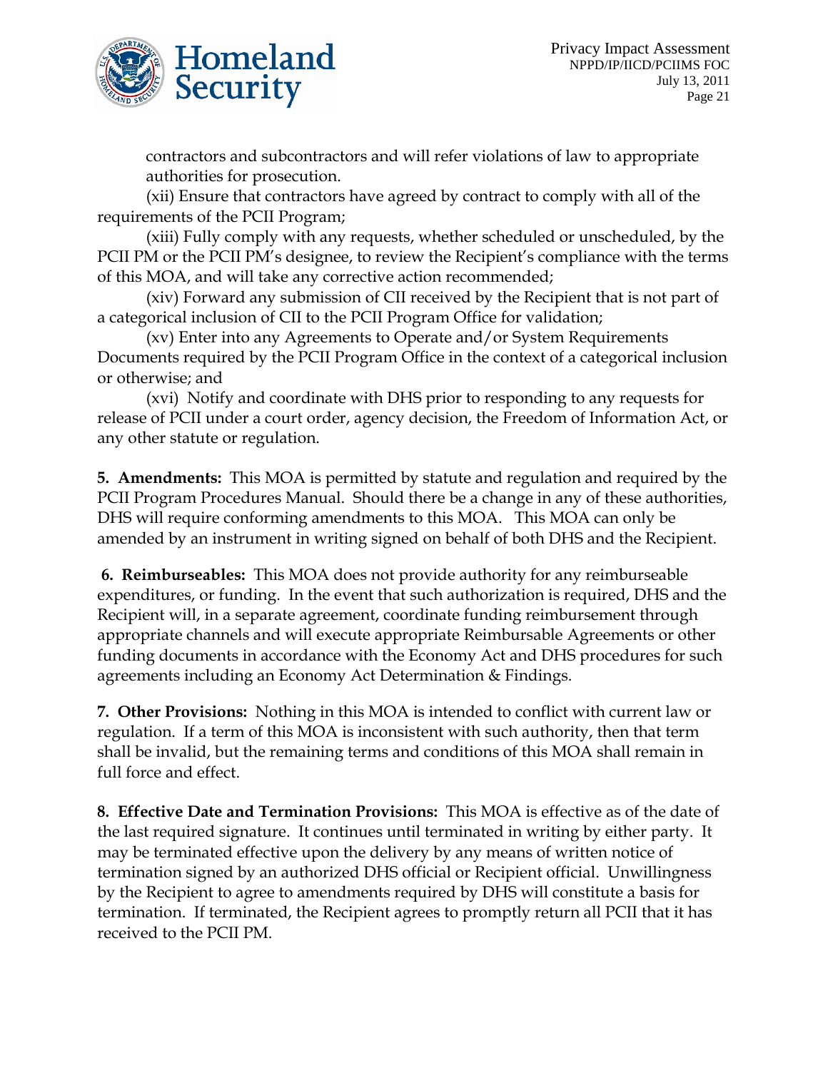contractors and subcontractors and will refer violations of law to appropriate authorities for prosecution.

(xii) Ensure that contractors have agreed by contract to comply with all of the requirements of the PCII Program;

(xiii) Fully comply with any requests, whether scheduled or unscheduled, by the PCII PM or the PCII PM's designee, to review the Recipient's compliance with the terms of this MOA, and will take any corrective action recommended;

(xiv) Forward any submission of CII received by the Recipient that is not part of a categorical inclusion of CII to the PCII Program Office for validation;

(xv) Enter into any Agreements to Operate and/or System Requirements Documents required by the PCII Program Office in the context of a categorical inclusion or otherwise; and

(xvi) Notify and coordinate with DHS prior to responding to any requests for release of PCII under a court order, agency decision, the Freedom of Information Act, or any other statute or regulation.

**5. Amendments:** This MOA is permitted by statute and regulation and required by the PCII Program Procedures Manual. Should there be a change in any of these authorities, DHS will require conforming amendments to this MOA. This MOA can only be amended by an instrument in writing signed on behalf of both DHS and the Recipient.

**6. Reimburseables:** This MOA does not provide authority for any reimburseable expenditures, or funding. In the event that such authorization is required, DHS and the Recipient will, in a separate agreement, coordinate funding reimbursement through appropriate channels and will execute appropriate Reimbursable Agreements or other funding documents in accordance with the Economy Act and DHS procedures for such agreements including an Economy Act Determination & Findings.

**7. Other Provisions:** Nothing in this MOA is intended to conflict with current law or regulation. If a term of this MOA is inconsistent with such authority, then that term shall be invalid, but the remaining terms and conditions of this MOA shall remain in full force and effect.

**8. Effective Date and Termination Provisions:** This MOA is effective as of the date of the last required signature. It continues until terminated in writing by either party. It may be terminated effective upon the delivery by any means of written notice of termination signed by an authorized DHS official or Recipient official. Unwillingness by the Recipient to agree to amendments required by DHS will constitute a basis for termination. If terminated, the Recipient agrees to promptly return all PCII that it has received to the PCII PM.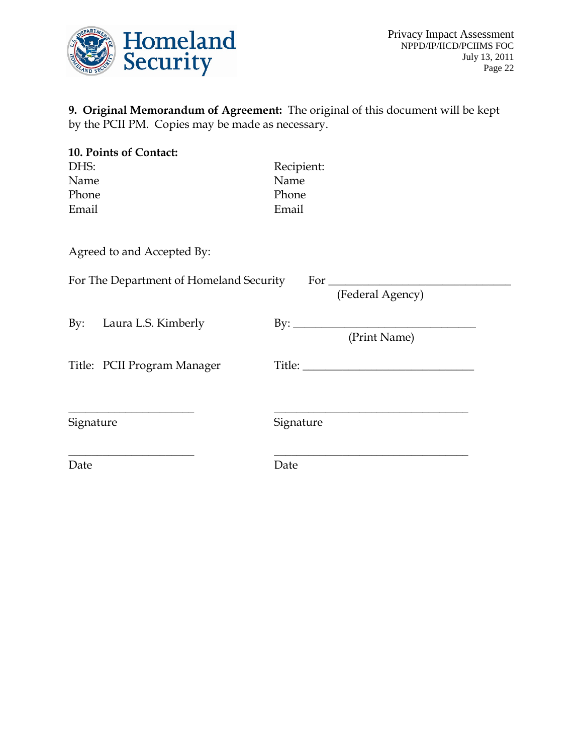**9. Original Memorandum of Agreement:** The original of this document will be kept by the PCII PM. Copies may be made as necessary.

**10. Points of Contact:**

| DHS: | Recipient: |
|---|---|
| Name | Name |
| Phone | Phone |
| Email | Email |

Agreed to and Accepted By:

| For The Department of Homeland Security | For ______________________________ (Federal Agency) |
|---|---|
| By: Laura L.S. Kimberly | By: ______________________________ (Print Name) |
| Title: PCII Program Manager | Title: ____________________________ |
| ______________________ Signature | ______________________________ Signature |
| ______________________ Date | ______________________________ Date |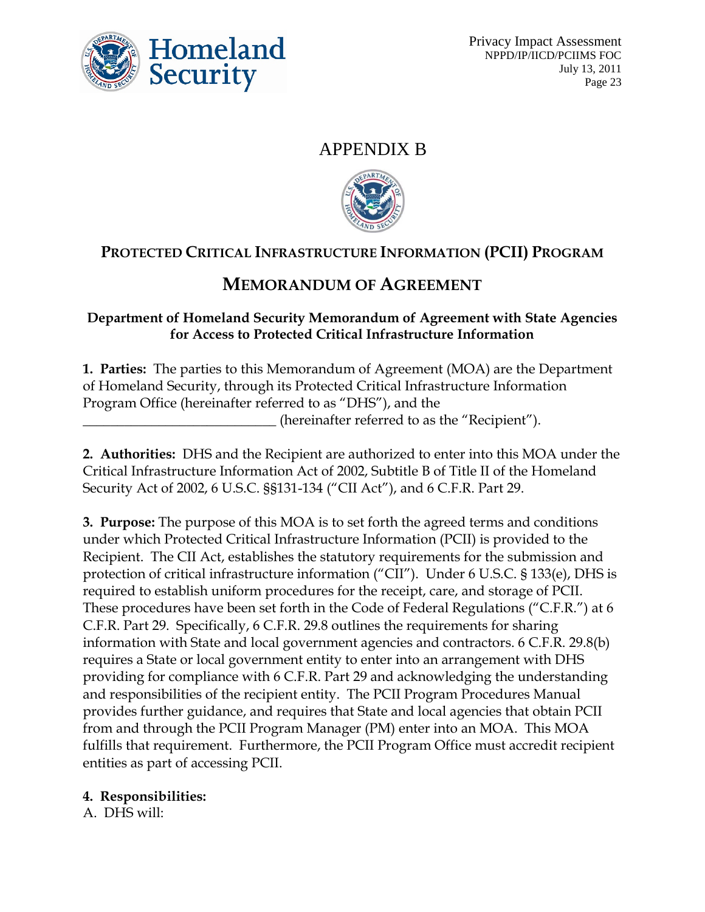# APPENDIX B

## PROTECTED CRITICAL INFRASTRUCTURE INFORMATION (PCII) PROGRAM

## MEMORANDUM OF AGREEMENT

### Department of Homeland Security Memorandum of Agreement with State Agencies for Access to Protected Critical Infrastructure Information

**1. Parties:** The parties to this Memorandum of Agreement (MOA) are the Department of Homeland Security, through its Protected Critical Infrastructure Information Program Office (hereinafter referred to as "DHS"), and the ____________________________ (hereinafter referred to as the "Recipient").

**2. Authorities:** DHS and the Recipient are authorized to enter into this MOA under the Critical Infrastructure Information Act of 2002, Subtitle B of Title II of the Homeland Security Act of 2002, 6 U.S.C. §§131-134 ("CII Act"), and 6 C.F.R. Part 29.

**3. Purpose:** The purpose of this MOA is to set forth the agreed terms and conditions under which Protected Critical Infrastructure Information (PCII) is provided to the Recipient. The CII Act, establishes the statutory requirements for the submission and protection of critical infrastructure information ("CII"). Under 6 U.S.C. § 133(e), DHS is required to establish uniform procedures for the receipt, care, and storage of PCII. These procedures have been set forth in the Code of Federal Regulations ("C.F.R.") at 6 C.F.R. Part 29. Specifically, 6 C.F.R. 29.8 outlines the requirements for sharing information with State and local government agencies and contractors. 6 C.F.R. 29.8(b) requires a State or local government entity to enter into an arrangement with DHS providing for compliance with 6 C.F.R. Part 29 and acknowledging the understanding and responsibilities of the recipient entity. The PCII Program Procedures Manual provides further guidance, and requires that State and local agencies that obtain PCII from and through the PCII Program Manager (PM) enter into an MOA. This MOA fulfills that requirement. Furthermore, the PCII Program Office must accredit recipient entities as part of accessing PCII.

**4. Responsibilities:**

A. DHS will: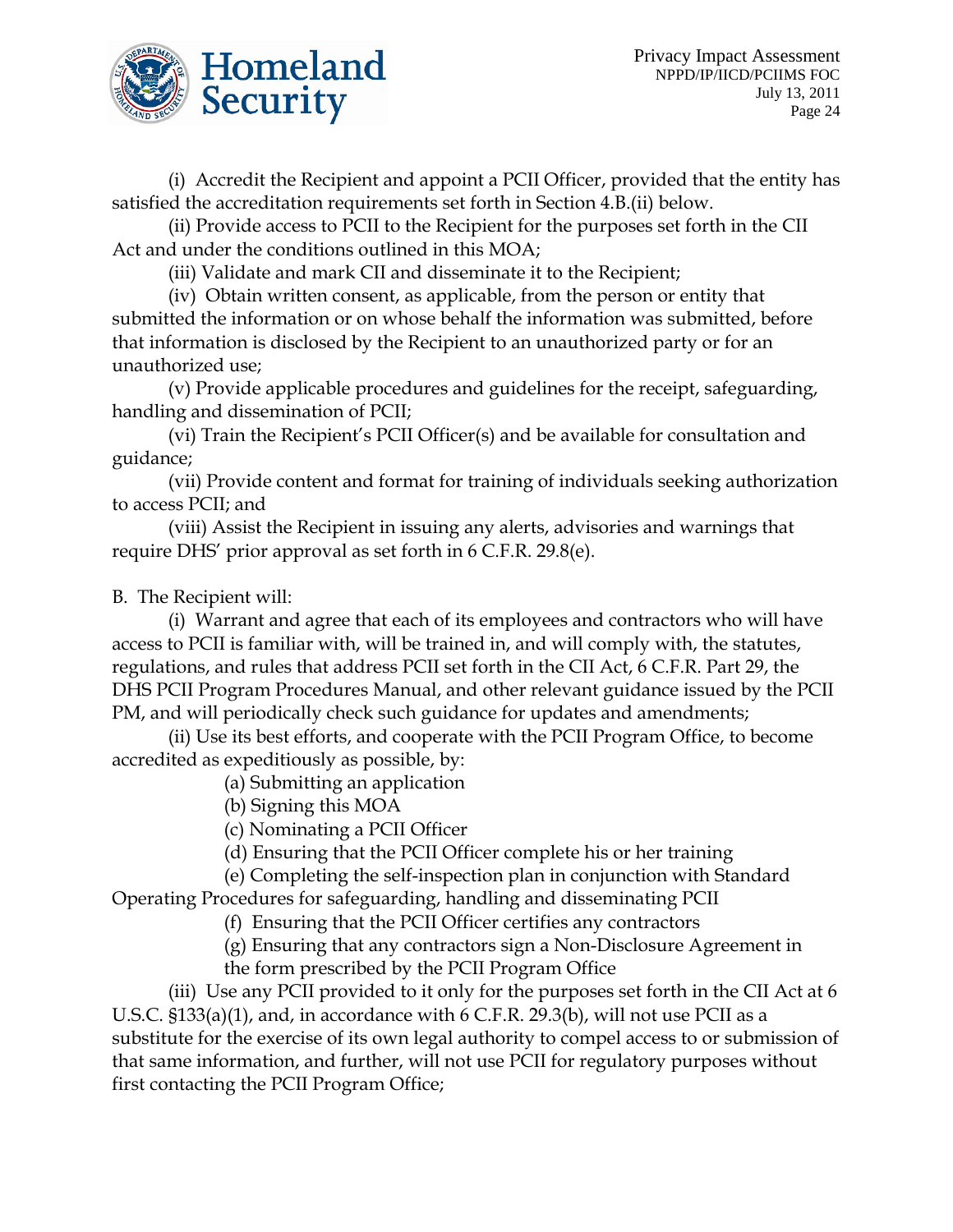(i) Accredit the Recipient and appoint a PCII Officer, provided that the entity has satisfied the accreditation requirements set forth in Section 4.B.(ii) below.

(ii) Provide access to PCII to the Recipient for the purposes set forth in the CII Act and under the conditions outlined in this MOA;

(iii) Validate and mark CII and disseminate it to the Recipient;

(iv) Obtain written consent, as applicable, from the person or entity that submitted the information or on whose behalf the information was submitted, before that information is disclosed by the Recipient to an unauthorized party or for an unauthorized use;

(v) Provide applicable procedures and guidelines for the receipt, safeguarding, handling and dissemination of PCII;

(vi) Train the Recipient's PCII Officer(s) and be available for consultation and guidance;

(vii) Provide content and format for training of individuals seeking authorization to access PCII; and

(viii) Assist the Recipient in issuing any alerts, advisories and warnings that require DHS' prior approval as set forth in 6 C.F.R. 29.8(e).

B. The Recipient will:

(i) Warrant and agree that each of its employees and contractors who will have access to PCII is familiar with, will be trained in, and will comply with, the statutes, regulations, and rules that address PCII set forth in the CII Act, 6 C.F.R. Part 29, the DHS PCII Program Procedures Manual, and other relevant guidance issued by the PCII PM, and will periodically check such guidance for updates and amendments;

(ii) Use its best efforts, and cooperate with the PCII Program Office, to become accredited as expeditiously as possible, by:

(a) Submitting an application

(b) Signing this MOA

(c) Nominating a PCII Officer

(d) Ensuring that the PCII Officer complete his or her training

(e) Completing the self-inspection plan in conjunction with Standard Operating Procedures for safeguarding, handling and disseminating PCII

(f) Ensuring that the PCII Officer certifies any contractors

(g) Ensuring that any contractors sign a Non-Disclosure Agreement in the form prescribed by the PCII Program Office

(iii) Use any PCII provided to it only for the purposes set forth in the CII Act at 6 U.S.C. §133(a)(1), and, in accordance with 6 C.F.R. 29.3(b), will not use PCII as a substitute for the exercise of its own legal authority to compel access to or submission of that same information, and further, will not use PCII for regulatory purposes without first contacting the PCII Program Office;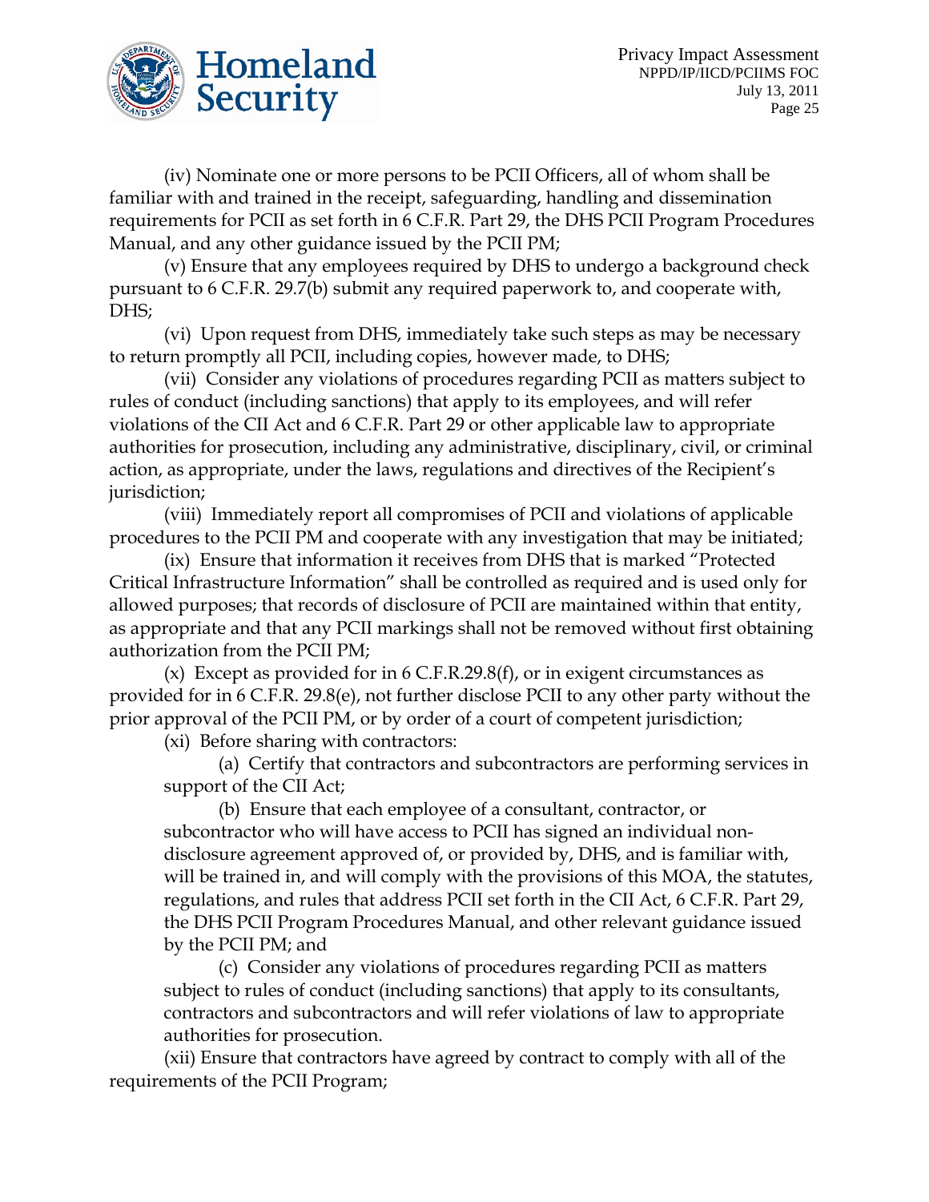(iv) Nominate one or more persons to be PCII Officers, all of whom shall be familiar with and trained in the receipt, safeguarding, handling and dissemination requirements for PCII as set forth in 6 C.F.R. Part 29, the DHS PCII Program Procedures Manual, and any other guidance issued by the PCII PM;

(v) Ensure that any employees required by DHS to undergo a background check pursuant to 6 C.F.R. 29.7(b) submit any required paperwork to, and cooperate with, DHS;

(vi) Upon request from DHS, immediately take such steps as may be necessary to return promptly all PCII, including copies, however made, to DHS;

(vii) Consider any violations of procedures regarding PCII as matters subject to rules of conduct (including sanctions) that apply to its employees, and will refer violations of the CII Act and 6 C.F.R. Part 29 or other applicable law to appropriate authorities for prosecution, including any administrative, disciplinary, civil, or criminal action, as appropriate, under the laws, regulations and directives of the Recipient's jurisdiction;

(viii) Immediately report all compromises of PCII and violations of applicable procedures to the PCII PM and cooperate with any investigation that may be initiated;

(ix) Ensure that information it receives from DHS that is marked "Protected Critical Infrastructure Information" shall be controlled as required and is used only for allowed purposes; that records of disclosure of PCII are maintained within that entity, as appropriate and that any PCII markings shall not be removed without first obtaining authorization from the PCII PM;

(x) Except as provided for in 6 C.F.R.29.8(f), or in exigent circumstances as provided for in 6 C.F.R. 29.8(e), not further disclose PCII to any other party without the prior approval of the PCII PM, or by order of a court of competent jurisdiction;

(xi) Before sharing with contractors:

(a) Certify that contractors and subcontractors are performing services in support of the CII Act;

(b) Ensure that each employee of a consultant, contractor, or subcontractor who will have access to PCII has signed an individual non-disclosure agreement approved of, or provided by, DHS, and is familiar with, will be trained in, and will comply with the provisions of this MOA, the statutes, regulations, and rules that address PCII set forth in the CII Act, 6 C.F.R. Part 29, the DHS PCII Program Procedures Manual, and other relevant guidance issued by the PCII PM; and

(c) Consider any violations of procedures regarding PCII as matters subject to rules of conduct (including sanctions) that apply to its consultants, contractors and subcontractors and will refer violations of law to appropriate authorities for prosecution.

(xii) Ensure that contractors have agreed by contract to comply with all of the requirements of the PCII Program;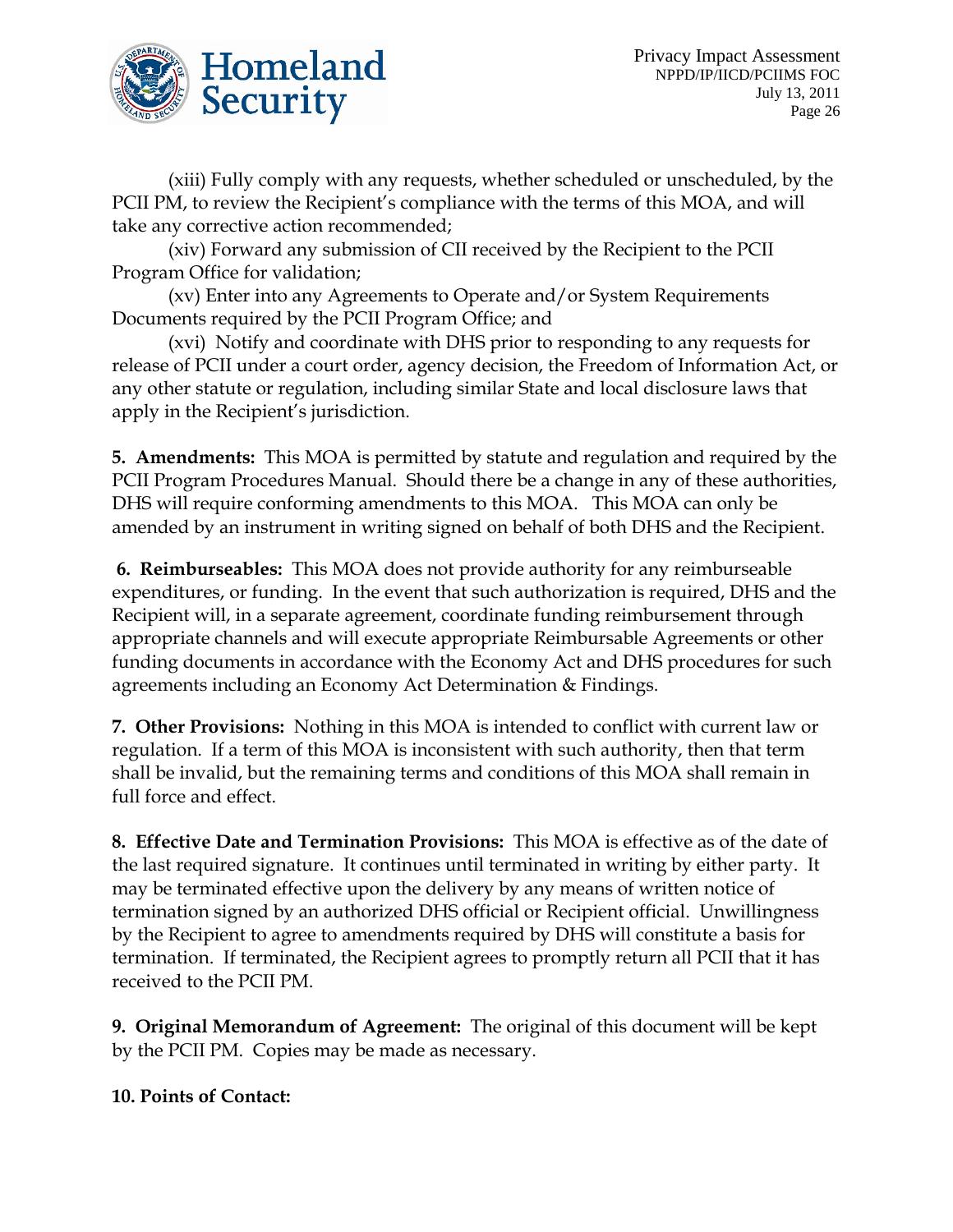(xiii) Fully comply with any requests, whether scheduled or unscheduled, by the PCII PM, to review the Recipient's compliance with the terms of this MOA, and will take any corrective action recommended;

(xiv) Forward any submission of CII received by the Recipient to the PCII Program Office for validation;

(xv) Enter into any Agreements to Operate and/or System Requirements Documents required by the PCII Program Office; and

(xvi) Notify and coordinate with DHS prior to responding to any requests for release of PCII under a court order, agency decision, the Freedom of Information Act, or any other statute or regulation, including similar State and local disclosure laws that apply in the Recipient's jurisdiction.

**5. Amendments:** This MOA is permitted by statute and regulation and required by the PCII Program Procedures Manual. Should there be a change in any of these authorities, DHS will require conforming amendments to this MOA. This MOA can only be amended by an instrument in writing signed on behalf of both DHS and the Recipient.

**6. Reimburseables:** This MOA does not provide authority for any reimburseable expenditures, or funding. In the event that such authorization is required, DHS and the Recipient will, in a separate agreement, coordinate funding reimbursement through appropriate channels and will execute appropriate Reimbursable Agreements or other funding documents in accordance with the Economy Act and DHS procedures for such agreements including an Economy Act Determination & Findings.

**7. Other Provisions:** Nothing in this MOA is intended to conflict with current law or regulation. If a term of this MOA is inconsistent with such authority, then that term shall be invalid, but the remaining terms and conditions of this MOA shall remain in full force and effect.

**8. Effective Date and Termination Provisions:** This MOA is effective as of the date of the last required signature. It continues until terminated in writing by either party. It may be terminated effective upon the delivery by any means of written notice of termination signed by an authorized DHS official or Recipient official. Unwillingness by the Recipient to agree to amendments required by DHS will constitute a basis for termination. If terminated, the Recipient agrees to promptly return all PCII that it has received to the PCII PM.

**9. Original Memorandum of Agreement:** The original of this document will be kept by the PCII PM. Copies may be made as necessary.

**10. Points of Contact:**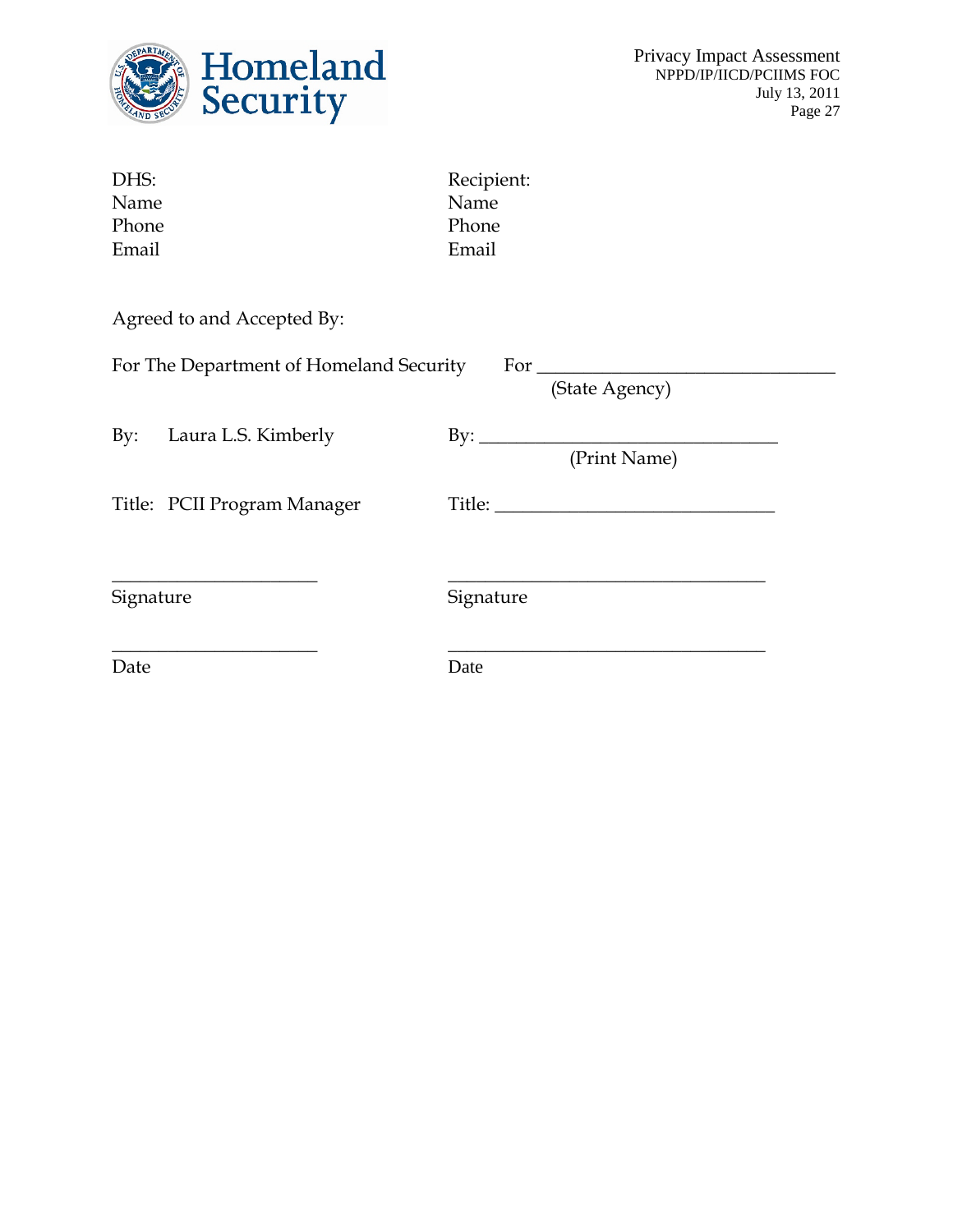| DHS: | Recipient: |
|---|---|
| Name | Name |
| Phone | Phone |
| Email | Email |

Agreed to and Accepted By:

| | |
|---|---|
| For The Department of Homeland Security | For ______________________________ (State Agency) |
| By: Laura L.S. Kimberly | By: ______________________________ (Print Name) |
| Title: PCII Program Manager | Title: ______________________________ |
| ____________________ Signature | ______________________________ Signature |
| ____________________ Date | ______________________________ Date |